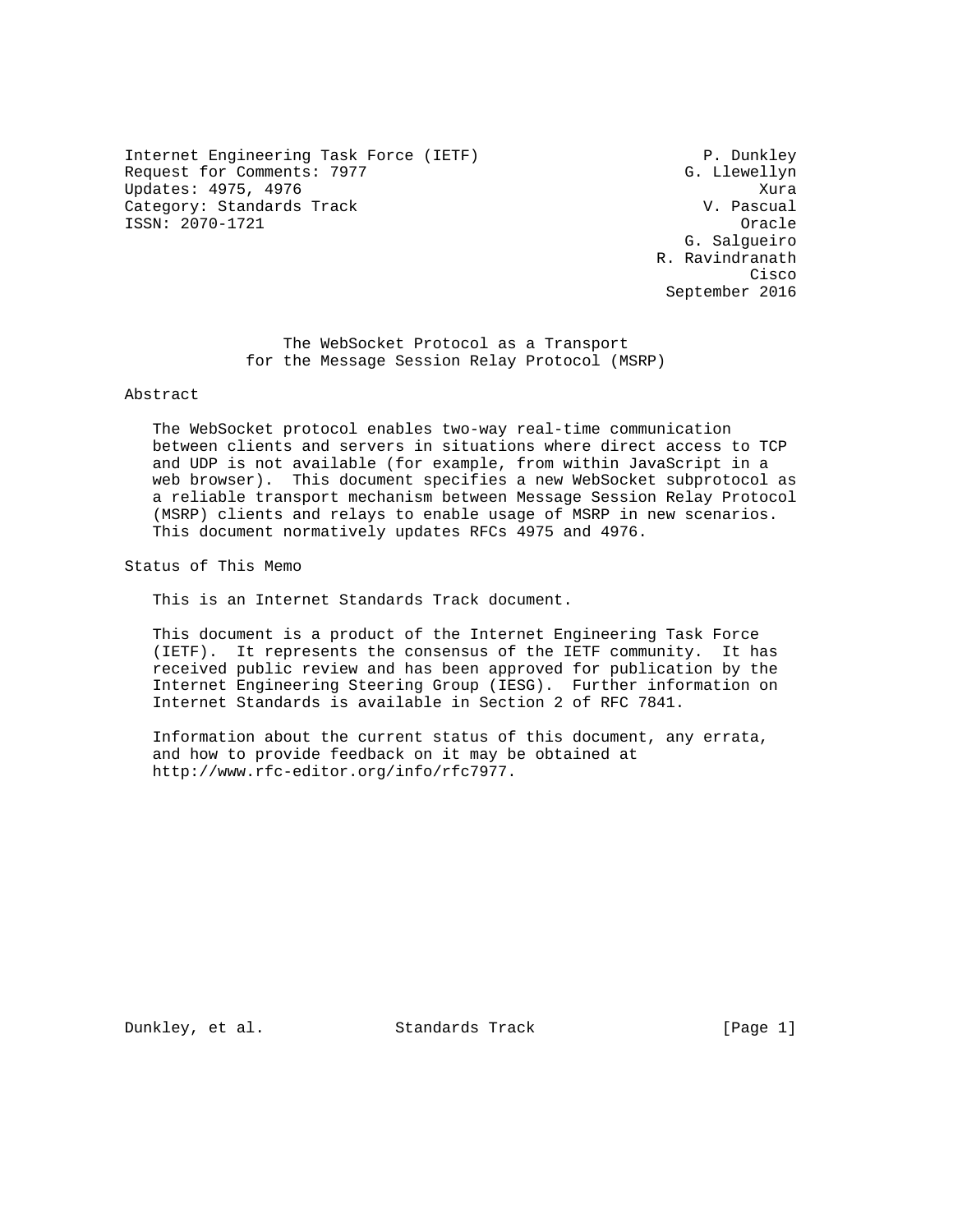Internet Engineering Task Force (IETF)  
Request for Comments: 7977  
Updates: 4975, 4976  
Category: Standards Track  
ISSN: 2070-1721

P. Dunkley  
G. Llewellyn  
Xura  
V. Pascual  
Oracle  
G. Salgueiro  
R. Ravindranath  
Cisco  
September 2016

# The WebSocket Protocol as a Transport for the Message Session Relay Protocol (MSRP)

## Abstract

The WebSocket protocol enables two-way real-time communication between clients and servers in situations where direct access to TCP and UDP is not available (for example, from within JavaScript in a web browser). This document specifies a new WebSocket subprotocol as a reliable transport mechanism between Message Session Relay Protocol (MSRP) clients and relays to enable usage of MSRP in new scenarios. This document normatively updates RFCs 4975 and 4976.

## Status of This Memo

This is an Internet Standards Track document.

This document is a product of the Internet Engineering Task Force (IETF). It represents the consensus of the IETF community. It has received public review and has been approved for publication by the Internet Engineering Steering Group (IESG). Further information on Internet Standards is available in Section 2 of RFC 7841.

Information about the current status of this document, any errata, and how to provide feedback on it may be obtained at http://www.rfc-editor.org/info/rfc7977.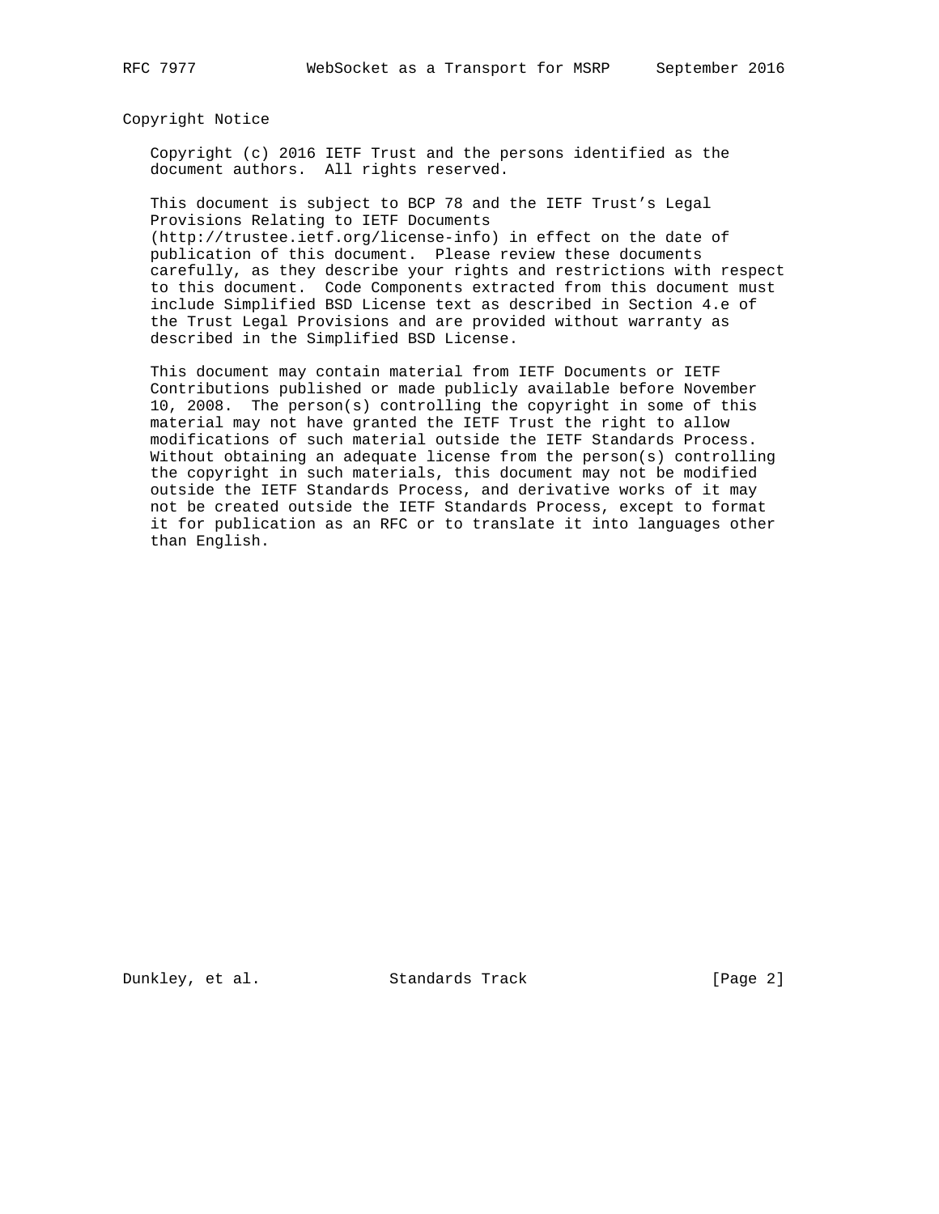## Copyright Notice

Copyright (c) 2016 IETF Trust and the persons identified as the document authors. All rights reserved.

This document is subject to BCP 78 and the IETF Trust's Legal Provisions Relating to IETF Documents (http://trustee.ietf.org/license-info) in effect on the date of publication of this document. Please review these documents carefully, as they describe your rights and restrictions with respect to this document. Code Components extracted from this document must include Simplified BSD License text as described in Section 4.e of the Trust Legal Provisions and are provided without warranty as described in the Simplified BSD License.

This document may contain material from IETF Documents or IETF Contributions published or made publicly available before November 10, 2008. The person(s) controlling the copyright in some of this material may not have granted the IETF Trust the right to allow modifications of such material outside the IETF Standards Process. Without obtaining an adequate license from the person(s) controlling the copyright in such materials, this document may not be modified outside the IETF Standards Process, and derivative works of it may not be created outside the IETF Standards Process, except to format it for publication as an RFC or to translate it into languages other than English.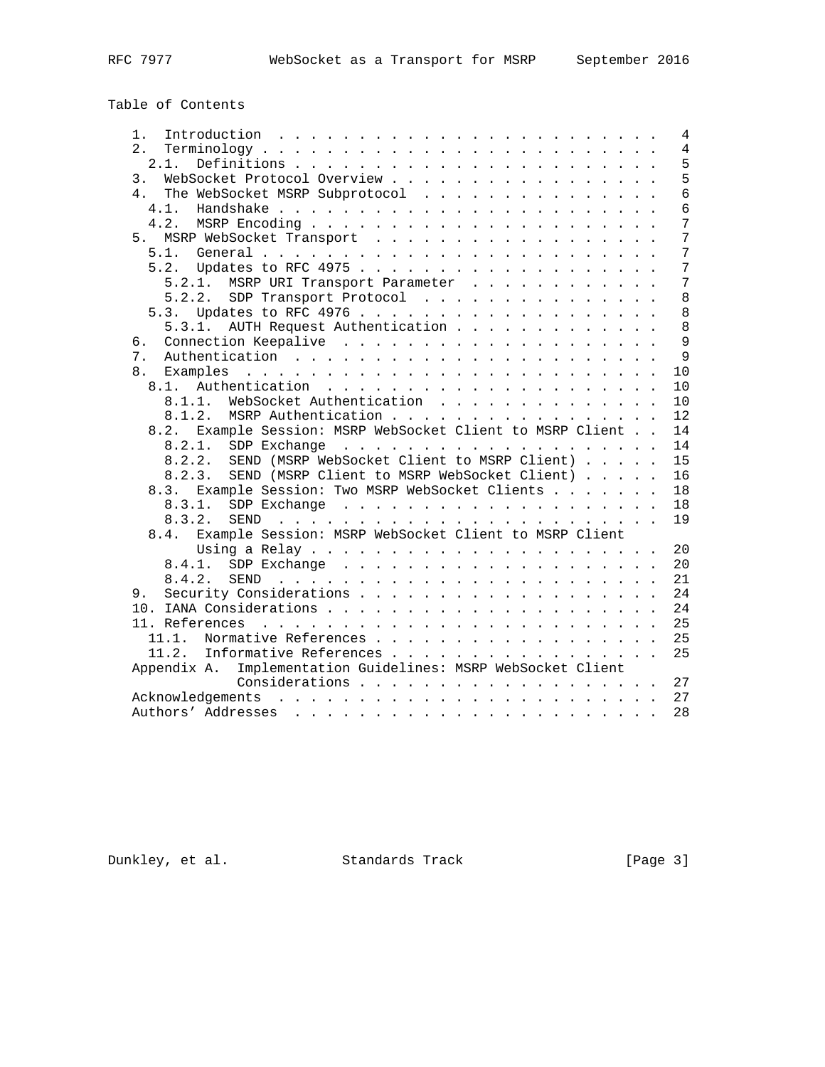## Table of Contents

```
   1.  Introduction . . . . . . . . . . . . . . . . . . . . . . . .   4
   2.  Terminology . . . . . . . . . . . . . . . . . . . . . . . . .   4
     2.1.  Definitions . . . . . . . . . . . . . . . . . . . . . . .   5
   3.  WebSocket Protocol Overview . . . . . . . . . . . . . . . . .   5
   4.  The WebSocket MSRP Subprotocol  . . . . . . . . . . . . . . .   6
     4.1.  Handshake . . . . . . . . . . . . . . . . . . . . . . . .   6
     4.2.  MSRP Encoding . . . . . . . . . . . . . . . . . . . . . .   7
   5.  MSRP WebSocket Transport  . . . . . . . . . . . . . . . . . .   7
     5.1.  General . . . . . . . . . . . . . . . . . . . . . . . . .   7
     5.2.  Updates to RFC 4975 . . . . . . . . . . . . . . . . . . .   7
       5.2.1.  MSRP URI Transport Parameter  . . . . . . . . . . . .   7
       5.2.2.  SDP Transport Protocol  . . . . . . . . . . . . . . .   8
     5.3.  Updates to RFC 4976 . . . . . . . . . . . . . . . . . . .   8
       5.3.1.  AUTH Request Authentication . . . . . . . . . . . . .   8
   6.  Connection Keepalive  . . . . . . . . . . . . . . . . . . . .   9
   7.  Authentication  . . . . . . . . . . . . . . . . . . . . . . .   9
   8.  Examples  . . . . . . . . . . . . . . . . . . . . . . . . . .  10
     8.1.  Authentication  . . . . . . . . . . . . . . . . . . . . .  10
       8.1.1.  WebSocket Authentication  . . . . . . . . . . . . . .  10
       8.1.2.  MSRP Authentication . . . . . . . . . . . . . . . . .  12
     8.2.  Example Session: MSRP WebSocket Client to MSRP Client . .  14
       8.2.1.  SDP Exchange  . . . . . . . . . . . . . . . . . . . .  14
       8.2.2.  SEND (MSRP WebSocket Client to MSRP Client) . . . . .  15
       8.2.3.  SEND (MSRP Client to MSRP WebSocket Client) . . . . .  16
     8.3.  Example Session: Two MSRP WebSocket Clients . . . . . . .  18
       8.3.1.  SDP Exchange  . . . . . . . . . . . . . . . . . . . .  18
       8.3.2.  SEND  . . . . . . . . . . . . . . . . . . . . . . . .  19
     8.4.  Example Session: MSRP WebSocket Client to MSRP Client
           Using a Relay . . . . . . . . . . . . . . . . . . . . . .  20
       8.4.1.  SDP Exchange  . . . . . . . . . . . . . . . . . . . .  20
       8.4.2.  SEND  . . . . . . . . . . . . . . . . . . . . . . . .  21
   9.  Security Considerations . . . . . . . . . . . . . . . . . . .  24
   10. IANA Considerations . . . . . . . . . . . . . . . . . . . . .  24
   11. References  . . . . . . . . . . . . . . . . . . . . . . . . .  25
     11.1.  Normative References . . . . . . . . . . . . . . . . . .  25
     11.2.  Informative References . . . . . . . . . . . . . . . . .  25
   Appendix A.  Implementation Guidelines: MSRP WebSocket Client
                Considerations . . . . . . . . . . . . . . . . . . .  27
   Acknowledgements  . . . . . . . . . . . . . . . . . . . . . . . .  27
   Authors' Addresses  . . . . . . . . . . . . . . . . . . . . . . .  28
```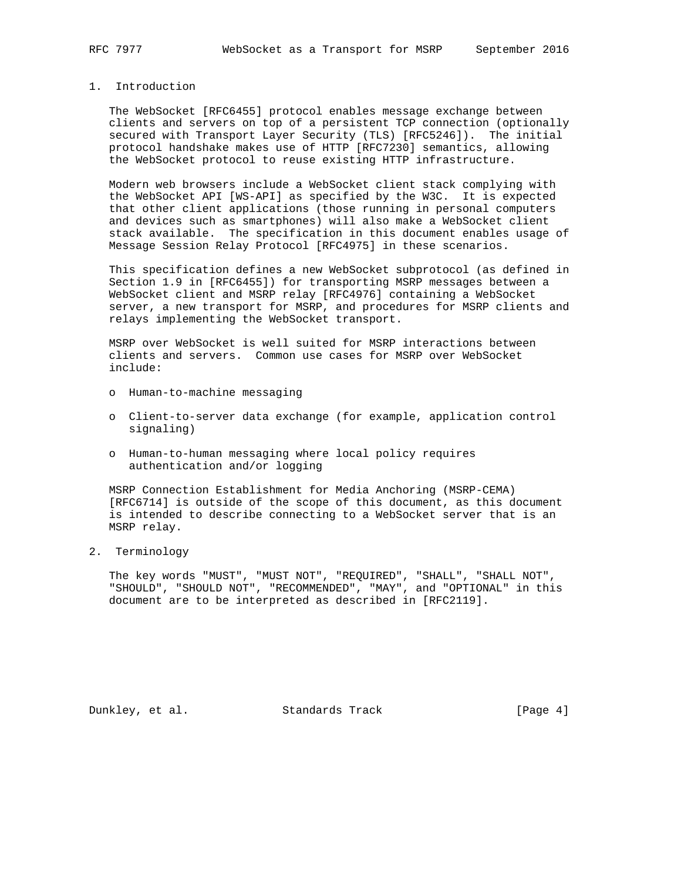## 1. Introduction

The WebSocket [RFC6455] protocol enables message exchange between clients and servers on top of a persistent TCP connection (optionally secured with Transport Layer Security (TLS) [RFC5246]). The initial protocol handshake makes use of HTTP [RFC7230] semantics, allowing the WebSocket protocol to reuse existing HTTP infrastructure.

Modern web browsers include a WebSocket client stack complying with the WebSocket API [WS-API] as specified by the W3C. It is expected that other client applications (those running in personal computers and devices such as smartphones) will also make a WebSocket client stack available. The specification in this document enables usage of Message Session Relay Protocol [RFC4975] in these scenarios.

This specification defines a new WebSocket subprotocol (as defined in Section 1.9 in [RFC6455]) for transporting MSRP messages between a WebSocket client and MSRP relay [RFC4976] containing a WebSocket server, a new transport for MSRP, and procedures for MSRP clients and relays implementing the WebSocket transport.

MSRP over WebSocket is well suited for MSRP interactions between clients and servers. Common use cases for MSRP over WebSocket include:

- Human-to-machine messaging
- Client-to-server data exchange (for example, application control signaling)
- Human-to-human messaging where local policy requires authentication and/or logging

MSRP Connection Establishment for Media Anchoring (MSRP-CEMA) [RFC6714] is outside of the scope of this document, as this document is intended to describe connecting to a WebSocket server that is an MSRP relay.

## 2. Terminology

The key words "MUST", "MUST NOT", "REQUIRED", "SHALL", "SHALL NOT", "SHOULD", "SHOULD NOT", "RECOMMENDED", "MAY", and "OPTIONAL" in this document are to be interpreted as described in [RFC2119].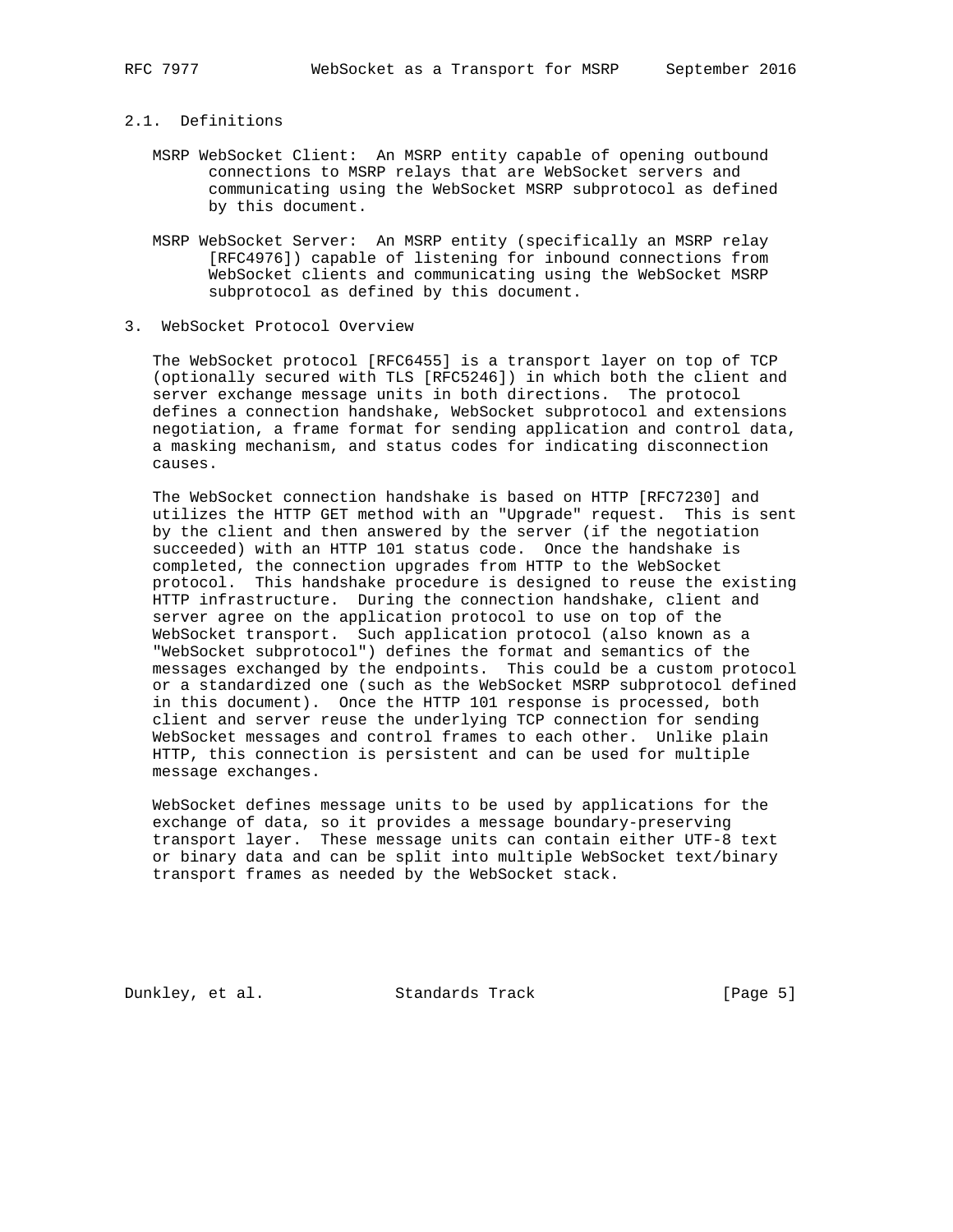### 2.1. Definitions

MSRP WebSocket Client: An MSRP entity capable of opening outbound connections to MSRP relays that are WebSocket servers and communicating using the WebSocket MSRP subprotocol as defined by this document.

MSRP WebSocket Server: An MSRP entity (specifically an MSRP relay [RFC4976]) capable of listening for inbound connections from WebSocket clients and communicating using the WebSocket MSRP subprotocol as defined by this document.

## 3. WebSocket Protocol Overview

The WebSocket protocol [RFC6455] is a transport layer on top of TCP (optionally secured with TLS [RFC5246]) in which both the client and server exchange message units in both directions. The protocol defines a connection handshake, WebSocket subprotocol and extensions negotiation, a frame format for sending application and control data, a masking mechanism, and status codes for indicating disconnection causes.

The WebSocket connection handshake is based on HTTP [RFC7230] and utilizes the HTTP GET method with an "Upgrade" request. This is sent by the client and then answered by the server (if the negotiation succeeded) with an HTTP 101 status code. Once the handshake is completed, the connection upgrades from HTTP to the WebSocket protocol. This handshake procedure is designed to reuse the existing HTTP infrastructure. During the connection handshake, client and server agree on the application protocol to use on top of the WebSocket transport. Such application protocol (also known as a "WebSocket subprotocol") defines the format and semantics of the messages exchanged by the endpoints. This could be a custom protocol or a standardized one (such as the WebSocket MSRP subprotocol defined in this document). Once the HTTP 101 response is processed, both client and server reuse the underlying TCP connection for sending WebSocket messages and control frames to each other. Unlike plain HTTP, this connection is persistent and can be used for multiple message exchanges.

WebSocket defines message units to be used by applications for the exchange of data, so it provides a message boundary-preserving transport layer. These message units can contain either UTF-8 text or binary data and can be split into multiple WebSocket text/binary transport frames as needed by the WebSocket stack.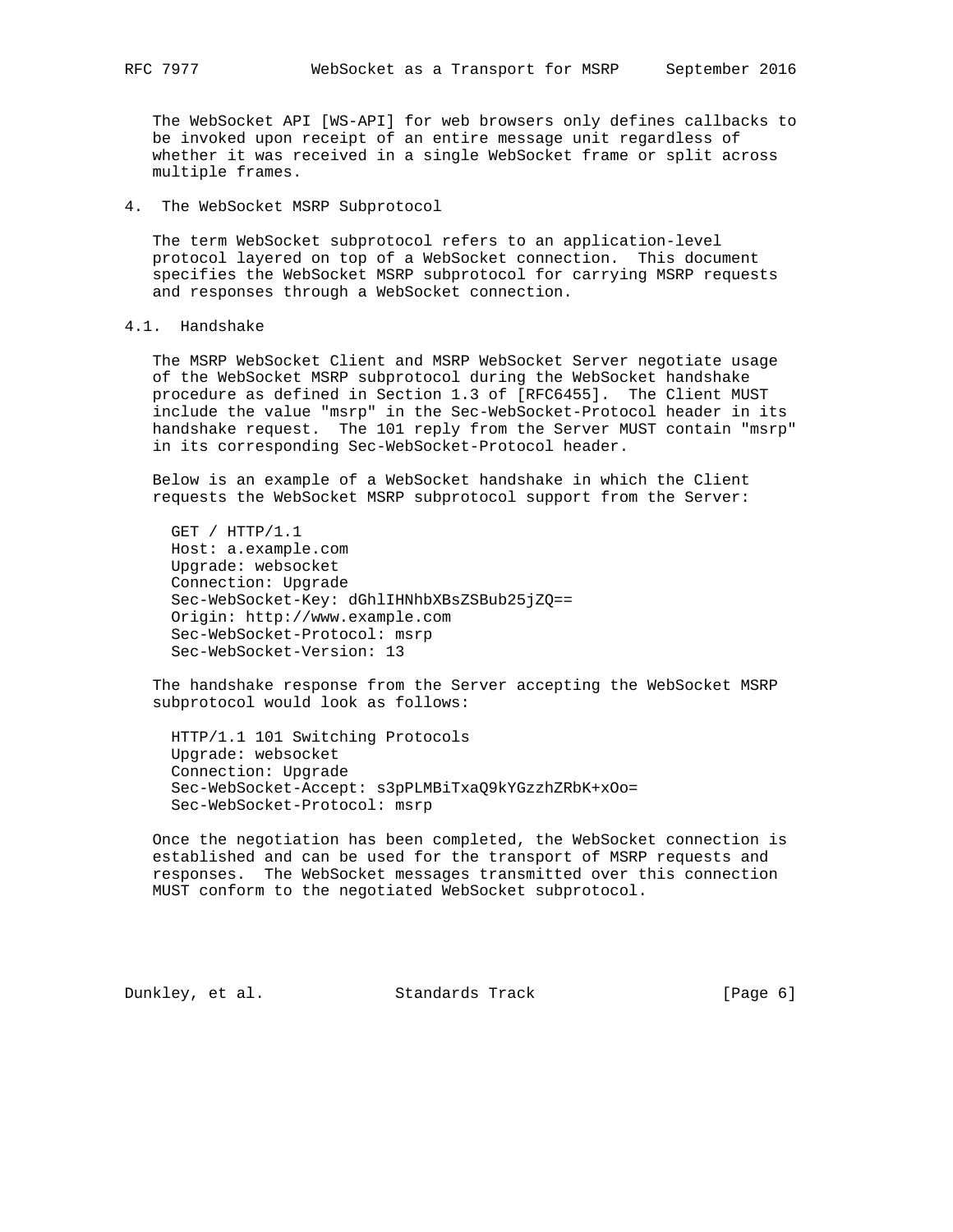The WebSocket API [WS-API] for web browsers only defines callbacks to be invoked upon receipt of an entire message unit regardless of whether it was received in a single WebSocket frame or split across multiple frames.

## 4. The WebSocket MSRP Subprotocol

The term WebSocket subprotocol refers to an application-level protocol layered on top of a WebSocket connection. This document specifies the WebSocket MSRP subprotocol for carrying MSRP requests and responses through a WebSocket connection.

### 4.1. Handshake

The MSRP WebSocket Client and MSRP WebSocket Server negotiate usage of the WebSocket MSRP subprotocol during the WebSocket handshake procedure as defined in Section 1.3 of [RFC6455]. The Client MUST include the value "msrp" in the Sec-WebSocket-Protocol header in its handshake request. The 101 reply from the Server MUST contain "msrp" in its corresponding Sec-WebSocket-Protocol header.

Below is an example of a WebSocket handshake in which the Client requests the WebSocket MSRP subprotocol support from the Server:

```
GET / HTTP/1.1
Host: a.example.com
Upgrade: websocket
Connection: Upgrade
Sec-WebSocket-Key: dGhlIHNhbXBsZSBub25jZQ==
Origin: http://www.example.com
Sec-WebSocket-Protocol: msrp
Sec-WebSocket-Version: 13
```

The handshake response from the Server accepting the WebSocket MSRP subprotocol would look as follows:

```
HTTP/1.1 101 Switching Protocols
Upgrade: websocket
Connection: Upgrade
Sec-WebSocket-Accept: s3pPLMBiTxaQ9kYGzzhZRbK+xOo=
Sec-WebSocket-Protocol: msrp
```

Once the negotiation has been completed, the WebSocket connection is established and can be used for the transport of MSRP requests and responses. The WebSocket messages transmitted over this connection MUST conform to the negotiated WebSocket subprotocol.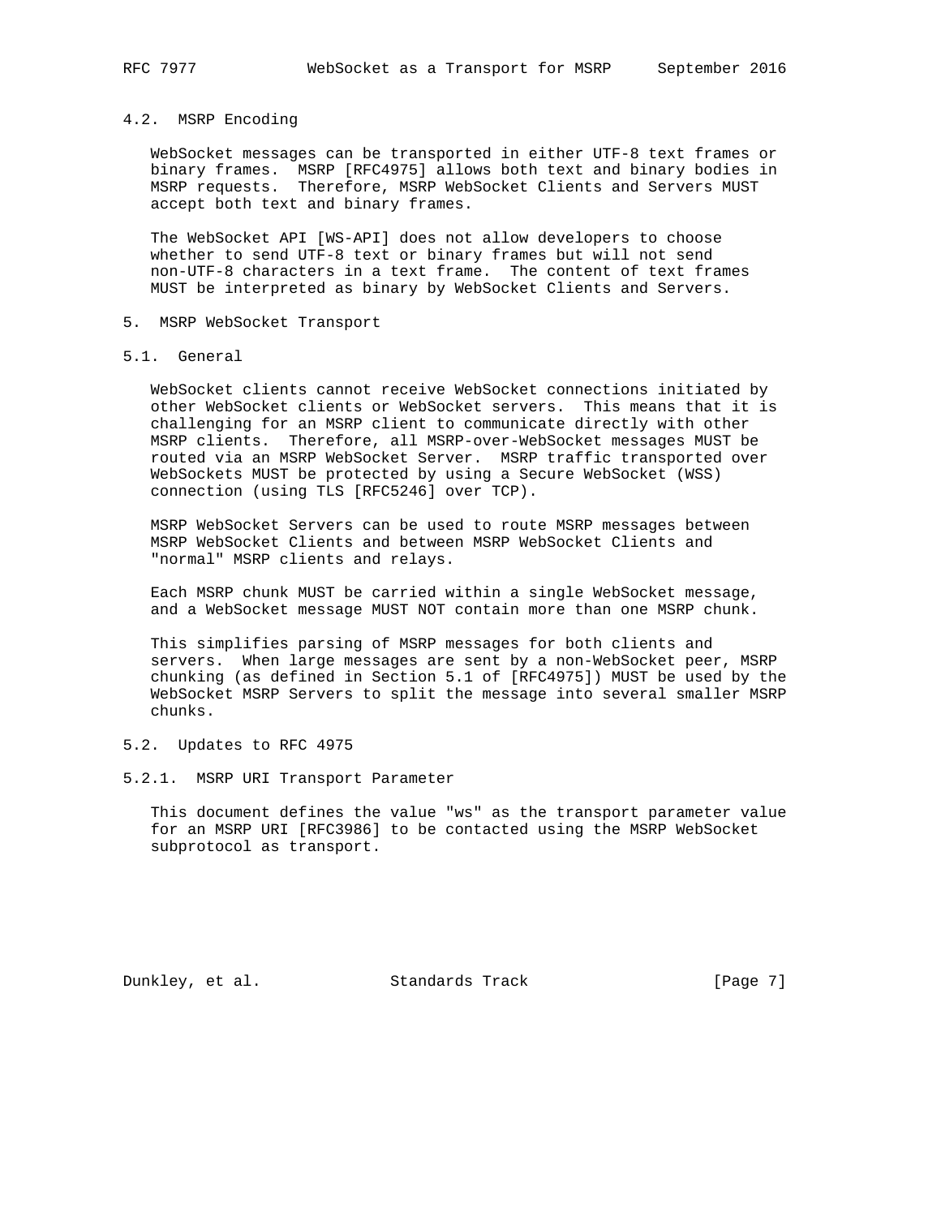### 4.2. MSRP Encoding

WebSocket messages can be transported in either UTF-8 text frames or binary frames. MSRP [RFC4975] allows both text and binary bodies in MSRP requests. Therefore, MSRP WebSocket Clients and Servers MUST accept both text and binary frames.

The WebSocket API [WS-API] does not allow developers to choose whether to send UTF-8 text or binary frames but will not send non-UTF-8 characters in a text frame. The content of text frames MUST be interpreted as binary by WebSocket Clients and Servers.

## 5. MSRP WebSocket Transport

### 5.1. General

WebSocket clients cannot receive WebSocket connections initiated by other WebSocket clients or WebSocket servers. This means that it is challenging for an MSRP client to communicate directly with other MSRP clients. Therefore, all MSRP-over-WebSocket messages MUST be routed via an MSRP WebSocket Server. MSRP traffic transported over WebSockets MUST be protected by using a Secure WebSocket (WSS) connection (using TLS [RFC5246] over TCP).

MSRP WebSocket Servers can be used to route MSRP messages between MSRP WebSocket Clients and between MSRP WebSocket Clients and "normal" MSRP clients and relays.

Each MSRP chunk MUST be carried within a single WebSocket message, and a WebSocket message MUST NOT contain more than one MSRP chunk.

This simplifies parsing of MSRP messages for both clients and servers. When large messages are sent by a non-WebSocket peer, MSRP chunking (as defined in Section 5.1 of [RFC4975]) MUST be used by the WebSocket MSRP Servers to split the message into several smaller MSRP chunks.

### 5.2. Updates to RFC 4975

#### 5.2.1. MSRP URI Transport Parameter

This document defines the value "ws" as the transport parameter value for an MSRP URI [RFC3986] to be contacted using the MSRP WebSocket subprotocol as transport.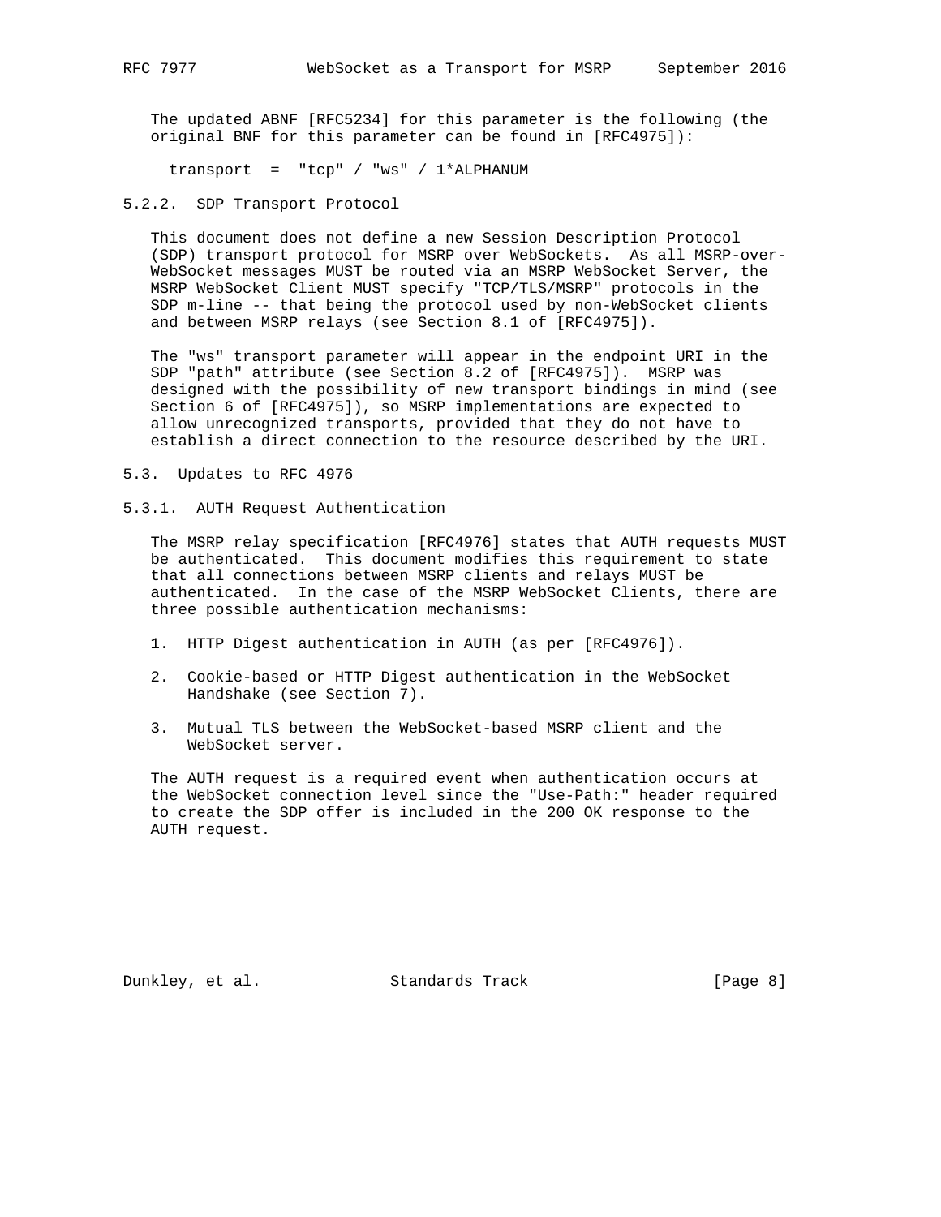The updated ABNF [RFC5234] for this parameter is the following (the original BNF for this parameter can be found in [RFC4975]):

```
transport  =  "tcp" / "ws" / 1*ALPHANUM
```

### 5.2.2. SDP Transport Protocol

This document does not define a new Session Description Protocol (SDP) transport protocol for MSRP over WebSockets. As all MSRP-over-WebSocket messages MUST be routed via an MSRP WebSocket Server, the MSRP WebSocket Client MUST specify "TCP/TLS/MSRP" protocols in the SDP m-line -- that being the protocol used by non-WebSocket clients and between MSRP relays (see Section 8.1 of [RFC4975]).

The "ws" transport parameter will appear in the endpoint URI in the SDP "path" attribute (see Section 8.2 of [RFC4975]). MSRP was designed with the possibility of new transport bindings in mind (see Section 6 of [RFC4975]), so MSRP implementations are expected to allow unrecognized transports, provided that they do not have to establish a direct connection to the resource described by the URI.

## 5.3. Updates to RFC 4976

### 5.3.1. AUTH Request Authentication

The MSRP relay specification [RFC4976] states that AUTH requests MUST be authenticated. This document modifies this requirement to state that all connections between MSRP clients and relays MUST be authenticated. In the case of the MSRP WebSocket Clients, there are three possible authentication mechanisms:

1. HTTP Digest authentication in AUTH (as per [RFC4976]).

2. Cookie-based or HTTP Digest authentication in the WebSocket Handshake (see Section 7).

3. Mutual TLS between the WebSocket-based MSRP client and the WebSocket server.

The AUTH request is a required event when authentication occurs at the WebSocket connection level since the "Use-Path:" header required to create the SDP offer is included in the 200 OK response to the AUTH request.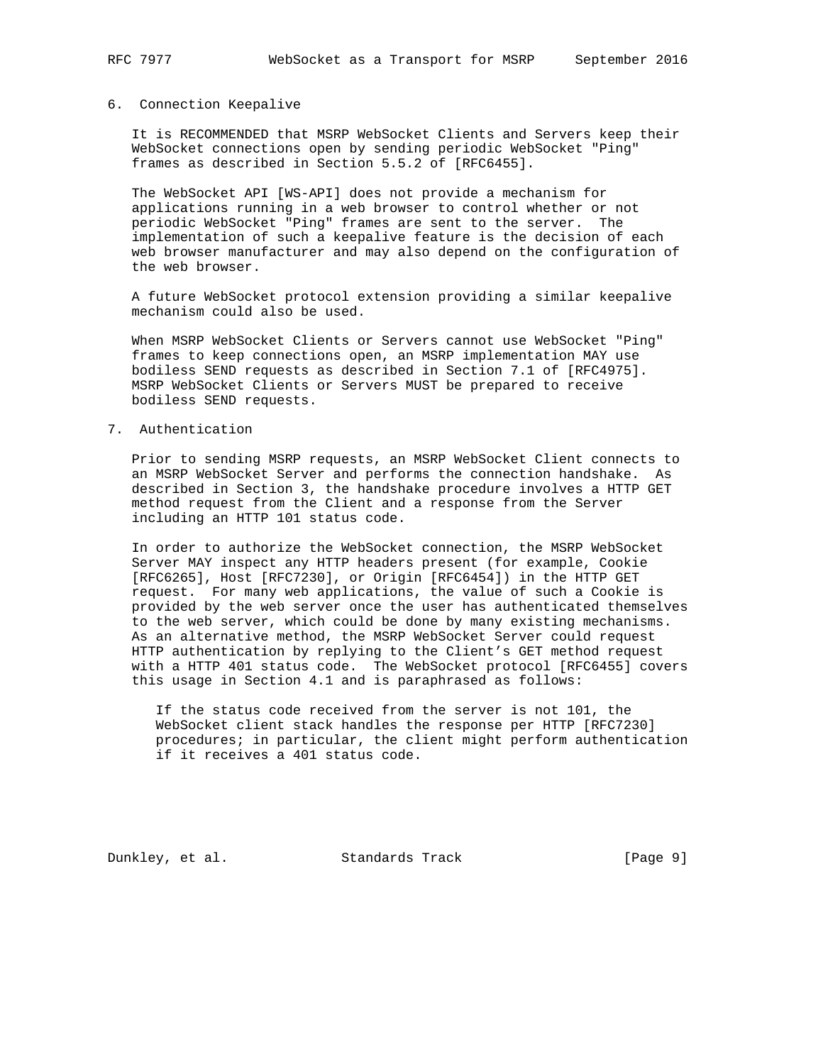## 6. Connection Keepalive

It is RECOMMENDED that MSRP WebSocket Clients and Servers keep their WebSocket connections open by sending periodic WebSocket "Ping" frames as described in Section 5.5.2 of [RFC6455].

The WebSocket API [WS-API] does not provide a mechanism for applications running in a web browser to control whether or not periodic WebSocket "Ping" frames are sent to the server. The implementation of such a keepalive feature is the decision of each web browser manufacturer and may also depend on the configuration of the web browser.

A future WebSocket protocol extension providing a similar keepalive mechanism could also be used.

When MSRP WebSocket Clients or Servers cannot use WebSocket "Ping" frames to keep connections open, an MSRP implementation MAY use bodiless SEND requests as described in Section 7.1 of [RFC4975]. MSRP WebSocket Clients or Servers MUST be prepared to receive bodiless SEND requests.

## 7. Authentication

Prior to sending MSRP requests, an MSRP WebSocket Client connects to an MSRP WebSocket Server and performs the connection handshake. As described in Section 3, the handshake procedure involves a HTTP GET method request from the Client and a response from the Server including an HTTP 101 status code.

In order to authorize the WebSocket connection, the MSRP WebSocket Server MAY inspect any HTTP headers present (for example, Cookie [RFC6265], Host [RFC7230], or Origin [RFC6454]) in the HTTP GET request. For many web applications, the value of such a Cookie is provided by the web server once the user has authenticated themselves to the web server, which could be done by many existing mechanisms. As an alternative method, the MSRP WebSocket Server could request HTTP authentication by replying to the Client's GET method request with a HTTP 401 status code. The WebSocket protocol [RFC6455] covers this usage in Section 4.1 and is paraphrased as follows:

> If the status code received from the server is not 101, the WebSocket client stack handles the response per HTTP [RFC7230] procedures; in particular, the client might perform authentication if it receives a 401 status code.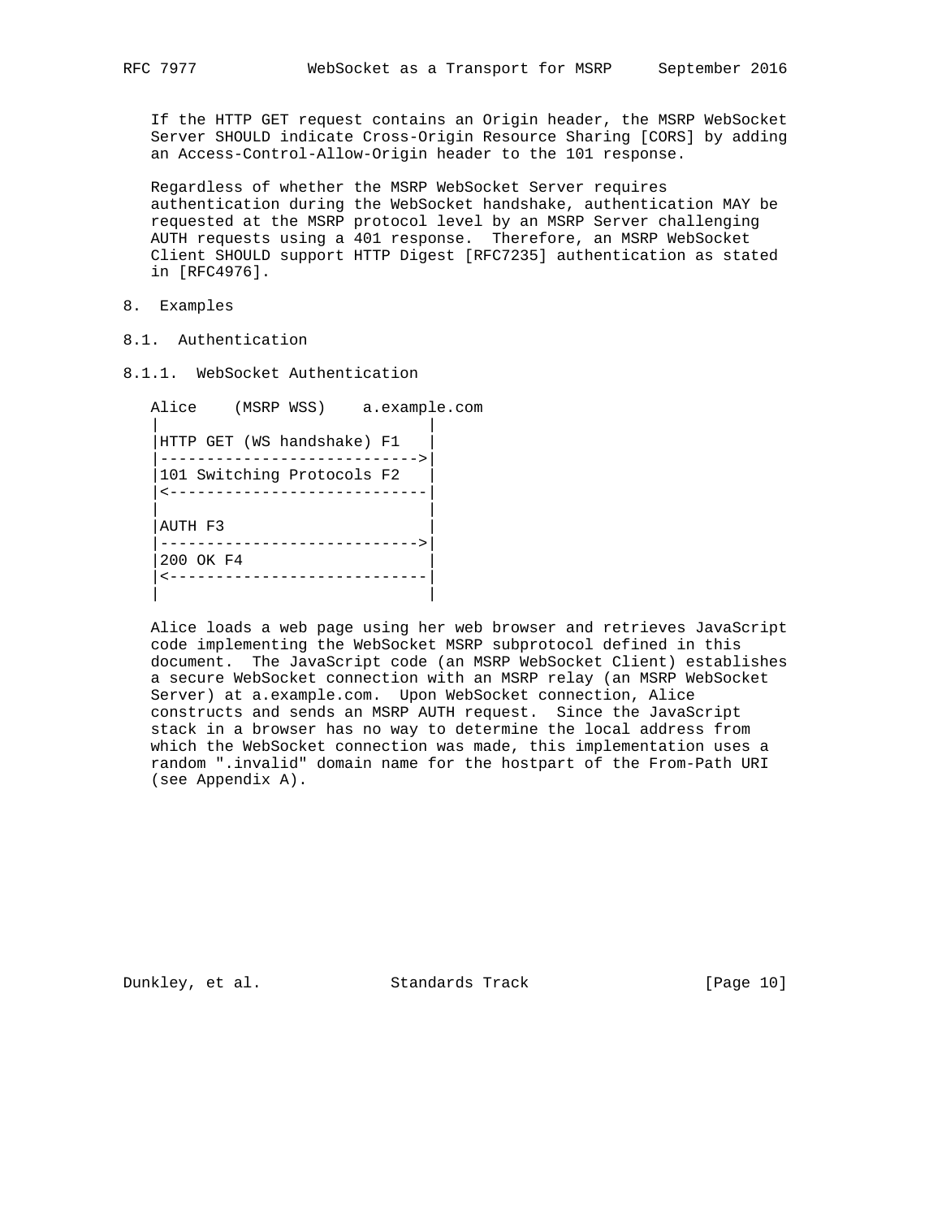If the HTTP GET request contains an Origin header, the MSRP WebSocket Server SHOULD indicate Cross-Origin Resource Sharing [CORS] by adding an Access-Control-Allow-Origin header to the 101 response.

Regardless of whether the MSRP WebSocket Server requires authentication during the WebSocket handshake, authentication MAY be requested at the MSRP protocol level by an MSRP Server challenging AUTH requests using a 401 response. Therefore, an MSRP WebSocket Client SHOULD support HTTP Digest [RFC7235] authentication as stated in [RFC4976].

# 8. Examples

## 8.1. Authentication

### 8.1.1. WebSocket Authentication

```
Alice    (MSRP WSS)    a.example.com
|                            |
|HTTP GET (WS handshake) F1  |
|--------------------------->|
|101 Switching Protocols F2  |
|<---------------------------|
|                            |
|AUTH F3                     |
|--------------------------->|
|200 OK F4                   |
|<---------------------------|
|                            |
```

Alice loads a web page using her web browser and retrieves JavaScript code implementing the WebSocket MSRP subprotocol defined in this document. The JavaScript code (an MSRP WebSocket Client) establishes a secure WebSocket connection with an MSRP relay (an MSRP WebSocket Server) at a.example.com. Upon WebSocket connection, Alice constructs and sends an MSRP AUTH request. Since the JavaScript stack in a browser has no way to determine the local address from which the WebSocket connection was made, this implementation uses a random ".invalid" domain name for the hostpart of the From-Path URI (see Appendix A).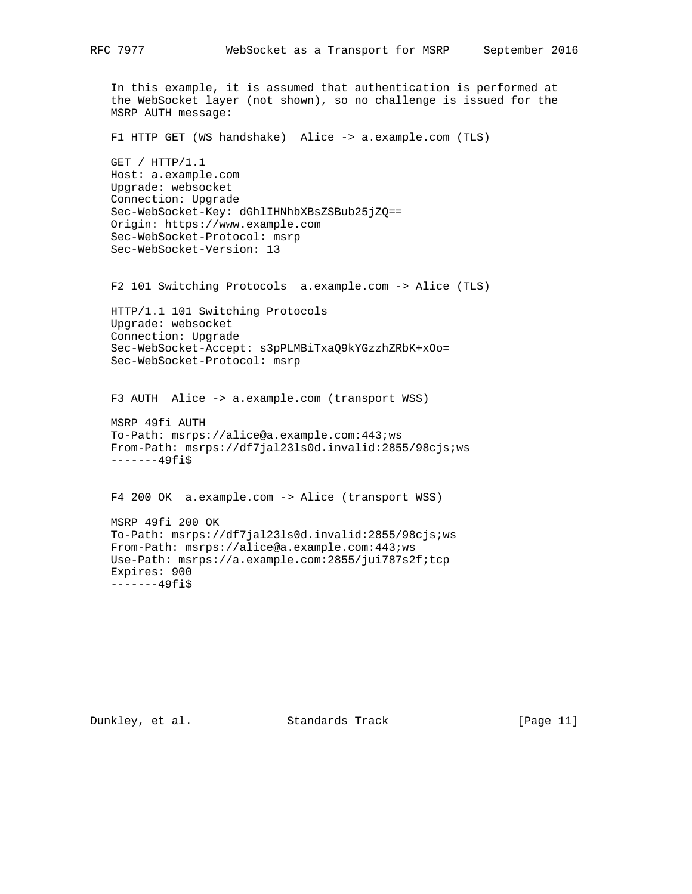In this example, it is assumed that authentication is performed at the WebSocket layer (not shown), so no challenge is issued for the MSRP AUTH message:

F1 HTTP GET (WS handshake)  Alice -> a.example.com (TLS)

```
GET / HTTP/1.1
Host: a.example.com
Upgrade: websocket
Connection: Upgrade
Sec-WebSocket-Key: dGhlIHNhbXBsZSBub25jZQ==
Origin: https://www.example.com
Sec-WebSocket-Protocol: msrp
Sec-WebSocket-Version: 13
```

F2 101 Switching Protocols  a.example.com -> Alice (TLS)

```
HTTP/1.1 101 Switching Protocols
Upgrade: websocket
Connection: Upgrade
Sec-WebSocket-Accept: s3pPLMBiTxaQ9kYGzzhZRbK+xOo=
Sec-WebSocket-Protocol: msrp
```

F3 AUTH  Alice -> a.example.com (transport WSS)

```
MSRP 49fi AUTH
To-Path: msrps://alice@a.example.com:443;ws
From-Path: msrps://df7jal23ls0d.invalid:2855/98cjs;ws
-------49fi$
```

F4 200 OK  a.example.com -> Alice (transport WSS)

```
MSRP 49fi 200 OK
To-Path: msrps://df7jal23ls0d.invalid:2855/98cjs;ws
From-Path: msrps://alice@a.example.com:443;ws
Use-Path: msrps://a.example.com:2855/jui787s2f;tcp
Expires: 900
-------49fi$
```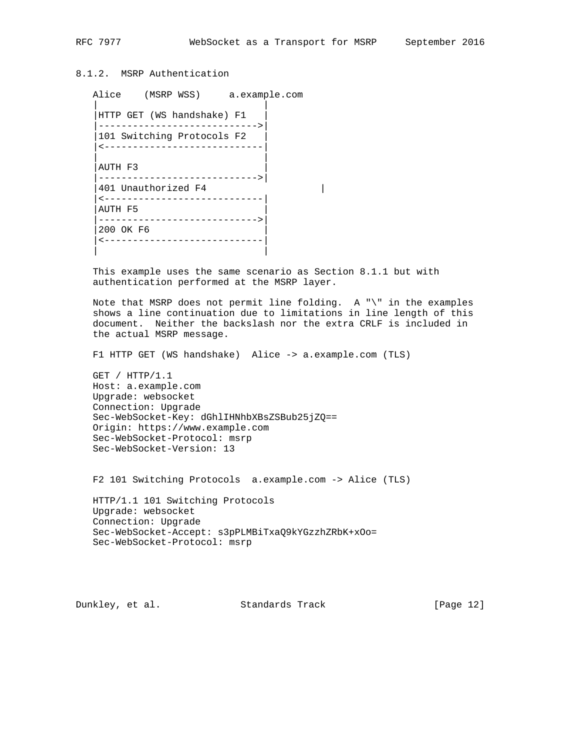### 8.1.2. MSRP Authentication

```
Alice    (MSRP WSS)     a.example.com
|                            |
|HTTP GET (WS handshake) F1  |
|--------------------------->|
|101 Switching Protocols F2  |
|<---------------------------|
|                            |
|AUTH F3                     |
|--------------------------->|
|401 Unauthorized F4                      |
|<---------------------------|
|AUTH F5                     |
|--------------------------->|
|200 OK F6                   |
|<---------------------------|
|                            |
```

This example uses the same scenario as Section 8.1.1 but with authentication performed at the MSRP layer.

Note that MSRP does not permit line folding. A "\" in the examples shows a line continuation due to limitations in line length of this document. Neither the backslash nor the extra CRLF is included in the actual MSRP message.

F1 HTTP GET (WS handshake) Alice -> a.example.com (TLS)

```
GET / HTTP/1.1
Host: a.example.com
Upgrade: websocket
Connection: Upgrade
Sec-WebSocket-Key: dGhlIHNhbXBsZSBub25jZQ==
Origin: https://www.example.com
Sec-WebSocket-Protocol: msrp
Sec-WebSocket-Version: 13
```

F2 101 Switching Protocols a.example.com -> Alice (TLS)

```
HTTP/1.1 101 Switching Protocols
Upgrade: websocket
Connection: Upgrade
Sec-WebSocket-Accept: s3pPLMBiTxaQ9kYGzzhZRbK+xOo=
Sec-WebSocket-Protocol: msrp
```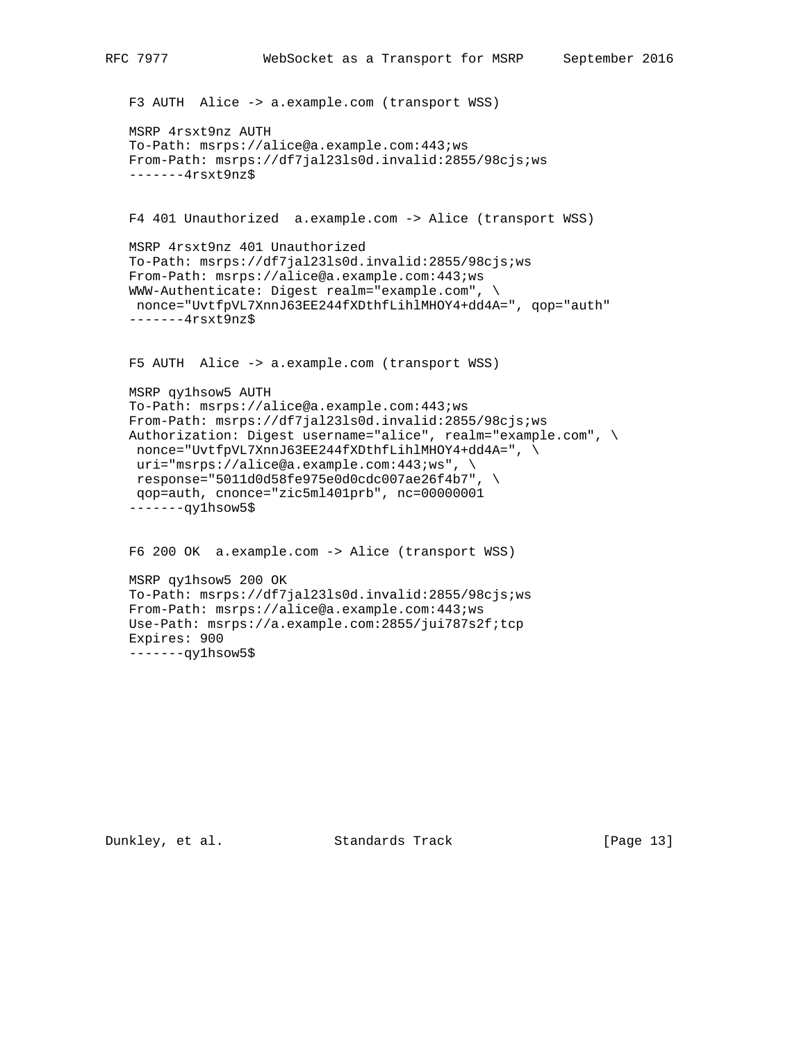F3 AUTH  Alice -> a.example.com (transport WSS)

```
MSRP 4rsxt9nz AUTH
To-Path: msrps://alice@a.example.com:443;ws
From-Path: msrps://df7jal23ls0d.invalid:2855/98cjs;ws
-------4rsxt9nz$
```

F4 401 Unauthorized  a.example.com -> Alice (transport WSS)

```
MSRP 4rsxt9nz 401 Unauthorized
To-Path: msrps://df7jal23ls0d.invalid:2855/98cjs;ws
From-Path: msrps://alice@a.example.com:443;ws
WWW-Authenticate: Digest realm="example.com", \
 nonce="UvtfpVL7XnnJ63EE244fXDthfLihlMHOY4+dd4A=", qop="auth"
-------4rsxt9nz$
```

F5 AUTH  Alice -> a.example.com (transport WSS)

```
MSRP qy1hsow5 AUTH
To-Path: msrps://alice@a.example.com:443;ws
From-Path: msrps://df7jal23ls0d.invalid:2855/98cjs;ws
Authorization: Digest username="alice", realm="example.com", \
 nonce="UvtfpVL7XnnJ63EE244fXDthfLihlMHOY4+dd4A=", \
 uri="msrps://alice@a.example.com:443;ws", \
 response="5011d0d58fe975e0d0cdc007ae26f4b7", \
 qop=auth, cnonce="zic5ml401prb", nc=00000001
-------qy1hsow5$
```

F6 200 OK  a.example.com -> Alice (transport WSS)

```
MSRP qy1hsow5 200 OK
To-Path: msrps://df7jal23ls0d.invalid:2855/98cjs;ws
From-Path: msrps://alice@a.example.com:443;ws
Use-Path: msrps://a.example.com:2855/jui787s2f;tcp
Expires: 900
-------qy1hsow5$
```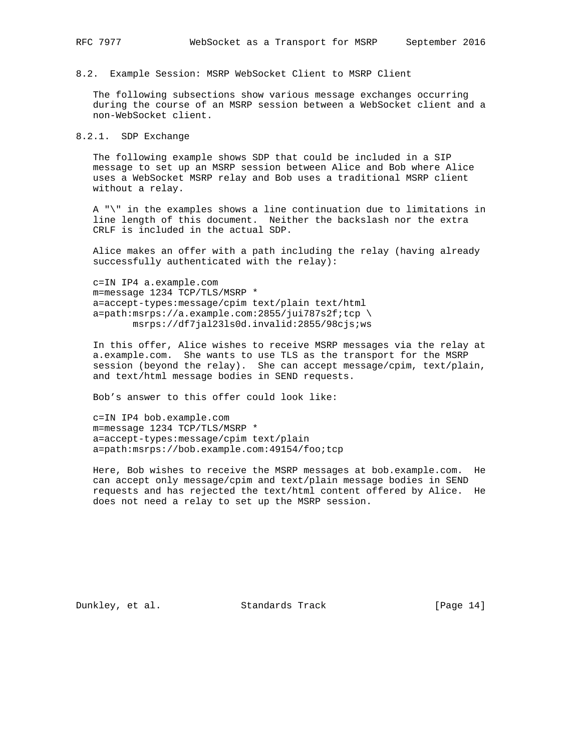## 8.2. Example Session: MSRP WebSocket Client to MSRP Client

The following subsections show various message exchanges occurring during the course of an MSRP session between a WebSocket client and a non-WebSocket client.

### 8.2.1. SDP Exchange

The following example shows SDP that could be included in a SIP message to set up an MSRP session between Alice and Bob where Alice uses a WebSocket MSRP relay and Bob uses a traditional MSRP client without a relay.

A "\" in the examples shows a line continuation due to limitations in line length of this document. Neither the backslash nor the extra CRLF is included in the actual SDP.

Alice makes an offer with a path including the relay (having already successfully authenticated with the relay):

```
c=IN IP4 a.example.com
m=message 1234 TCP/TLS/MSRP *
a=accept-types:message/cpim text/plain text/html
a=path:msrps://a.example.com:2855/jui787s2f;tcp \
       msrps://df7jal23ls0d.invalid:2855/98cjs;ws
```

In this offer, Alice wishes to receive MSRP messages via the relay at a.example.com. She wants to use TLS as the transport for the MSRP session (beyond the relay). She can accept message/cpim, text/plain, and text/html message bodies in SEND requests.

Bob's answer to this offer could look like:

```
c=IN IP4 bob.example.com
m=message 1234 TCP/TLS/MSRP *
a=accept-types:message/cpim text/plain
a=path:msrps://bob.example.com:49154/foo;tcp
```

Here, Bob wishes to receive the MSRP messages at bob.example.com. He can accept only message/cpim and text/plain message bodies in SEND requests and has rejected the text/html content offered by Alice. He does not need a relay to set up the MSRP session.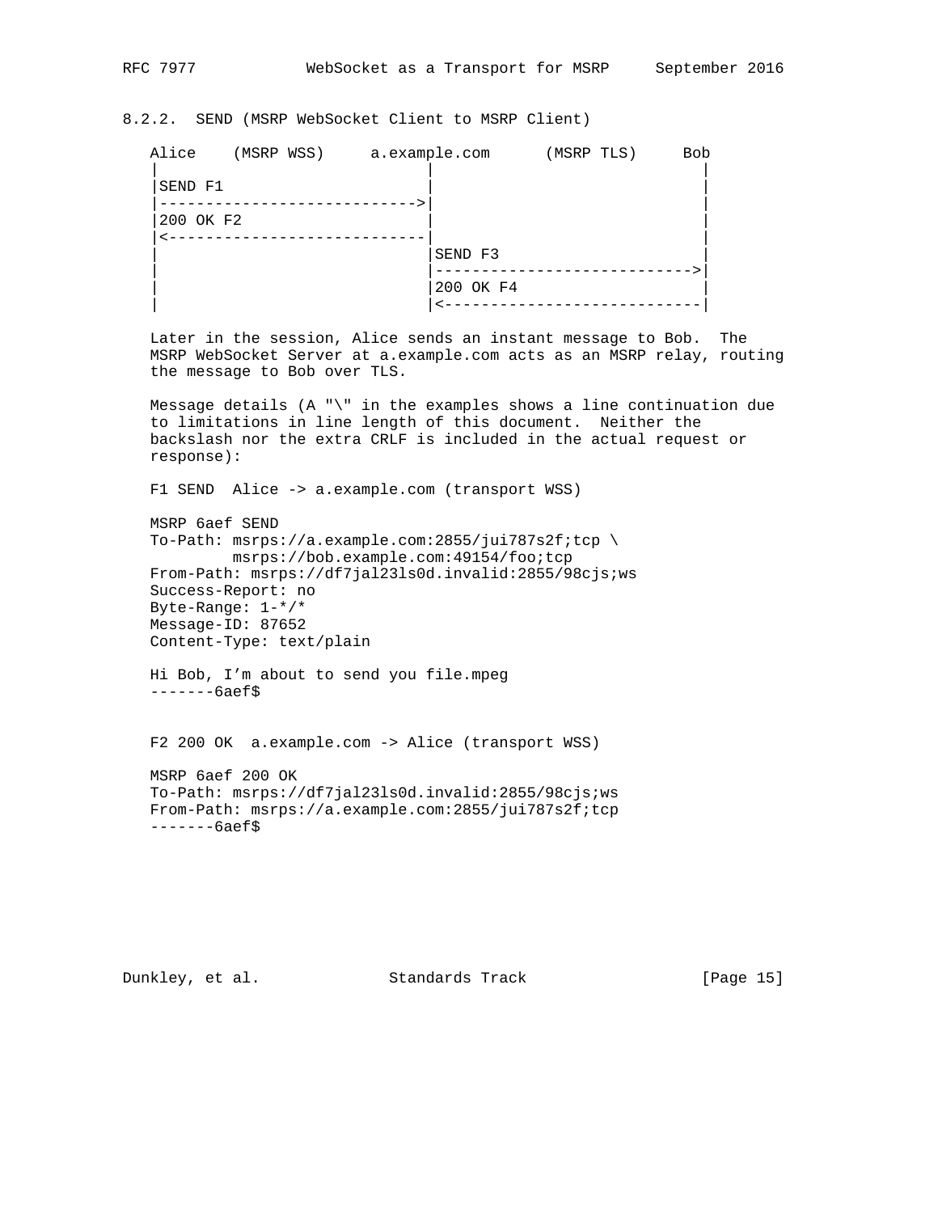### 8.2.2. SEND (MSRP WebSocket Client to MSRP Client)

```
Alice    (MSRP WSS)     a.example.com      (MSRP TLS)     Bob
|                             |                             |
|SEND F1                      |                             |
|---------------------------->|                             |
|200 OK F2                    |                             |
|<----------------------------|                             |
|                             |SEND F3                      |
|                             |---------------------------->|
|                             |200 OK F4                    |
|                             |<----------------------------|
```

Later in the session, Alice sends an instant message to Bob. The MSRP WebSocket Server at a.example.com acts as an MSRP relay, routing the message to Bob over TLS.

Message details (A "\" in the examples shows a line continuation due to limitations in line length of this document. Neither the backslash nor the extra CRLF is included in the actual request or response):

F1 SEND  Alice -> a.example.com (transport WSS)

```
MSRP 6aef SEND
To-Path: msrps://a.example.com:2855/jui787s2f;tcp \
         msrps://bob.example.com:49154/foo;tcp
From-Path: msrps://df7jal23ls0d.invalid:2855/98cjs;ws
Success-Report: no
Byte-Range: 1-*/*
Message-ID: 87652
Content-Type: text/plain

Hi Bob, I’m about to send you file.mpeg
-------6aef$
```

F2 200 OK  a.example.com -> Alice (transport WSS)

```
MSRP 6aef 200 OK
To-Path: msrps://df7jal23ls0d.invalid:2855/98cjs;ws
From-Path: msrps://a.example.com:2855/jui787s2f;tcp
-------6aef$
```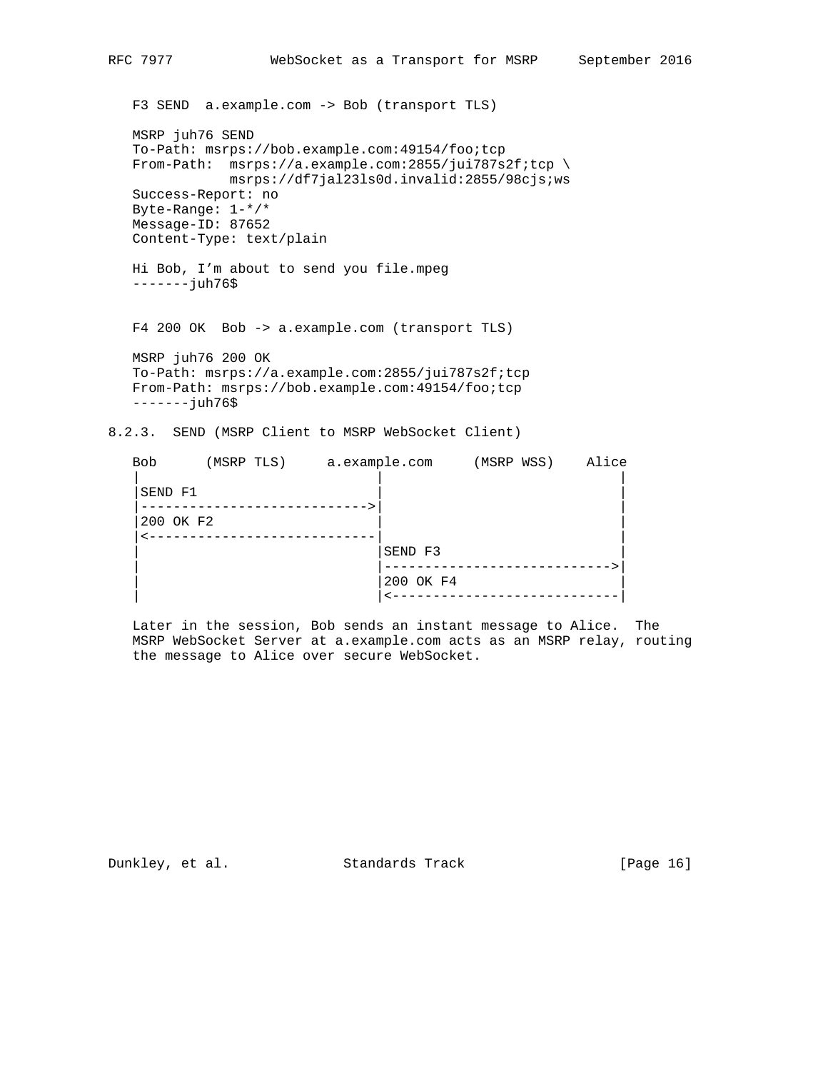F3 SEND  a.example.com -> Bob (transport TLS)

```
MSRP juh76 SEND
To-Path: msrps://bob.example.com:49154/foo;tcp
From-Path:  msrps://a.example.com:2855/jui787s2f;tcp \
            msrps://df7jal23ls0d.invalid:2855/98cjs;ws
Success-Report: no
Byte-Range: 1-*/*
Message-ID: 87652
Content-Type: text/plain

Hi Bob, I'm about to send you file.mpeg
-------juh76$
```

F4 200 OK  Bob -> a.example.com (transport TLS)

```
MSRP juh76 200 OK
To-Path: msrps://a.example.com:2855/jui787s2f;tcp
From-Path: msrps://bob.example.com:49154/foo;tcp
-------juh76$
```

### 8.2.3.  SEND (MSRP Client to MSRP WebSocket Client)

```
Bob      (MSRP TLS)     a.example.com     (MSRP WSS)    Alice
|                            |                            |
|SEND F1                     |                            |
|--------------------------->|                            |
|200 OK F2                   |                            |
|<---------------------------|                            |
|                            |SEND F3                     |
|                            |--------------------------->|
|                            |200 OK F4                   |
|                            |<---------------------------|
```

Later in the session, Bob sends an instant message to Alice.  The MSRP WebSocket Server at a.example.com acts as an MSRP relay, routing the message to Alice over secure WebSocket.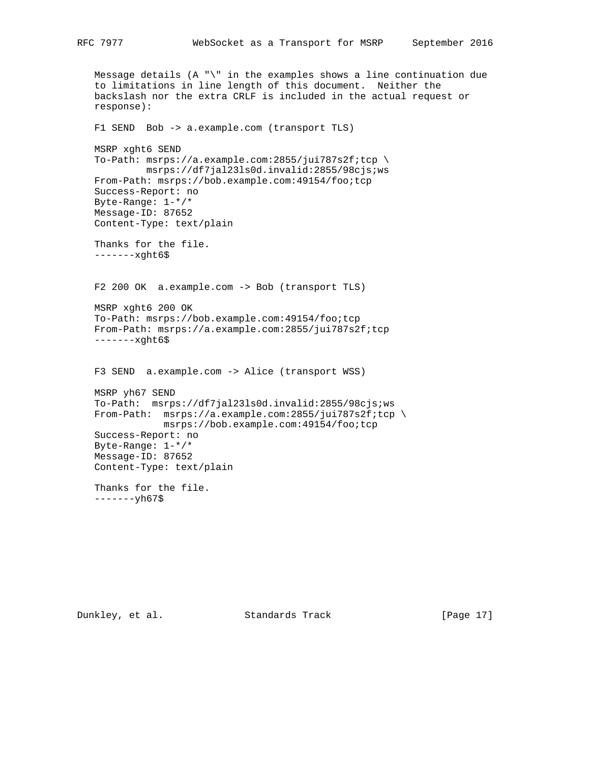Message details (A "\" in the examples shows a line continuation due to limitations in line length of this document. Neither the backslash nor the extra CRLF is included in the actual request or response):

F1 SEND  Bob -> a.example.com (transport TLS)

```
MSRP xght6 SEND
To-Path: msrps://a.example.com:2855/jui787s2f;tcp \
         msrps://df7jal23ls0d.invalid:2855/98cjs;ws
From-Path: msrps://bob.example.com:49154/foo;tcp
Success-Report: no
Byte-Range: 1-*/*
Message-ID: 87652
Content-Type: text/plain

Thanks for the file.
-------xght6$
```

F2 200 OK  a.example.com -> Bob (transport TLS)

```
MSRP xght6 200 OK
To-Path: msrps://bob.example.com:49154/foo;tcp
From-Path: msrps://a.example.com:2855/jui787s2f;tcp
-------xght6$
```

F3 SEND  a.example.com -> Alice (transport WSS)

```
MSRP yh67 SEND
To-Path:  msrps://df7jal23ls0d.invalid:2855/98cjs;ws
From-Path:  msrps://a.example.com:2855/jui787s2f;tcp \
            msrps://bob.example.com:49154/foo;tcp
Success-Report: no
Byte-Range: 1-*/*
Message-ID: 87652
Content-Type: text/plain

Thanks for the file.
-------yh67$
```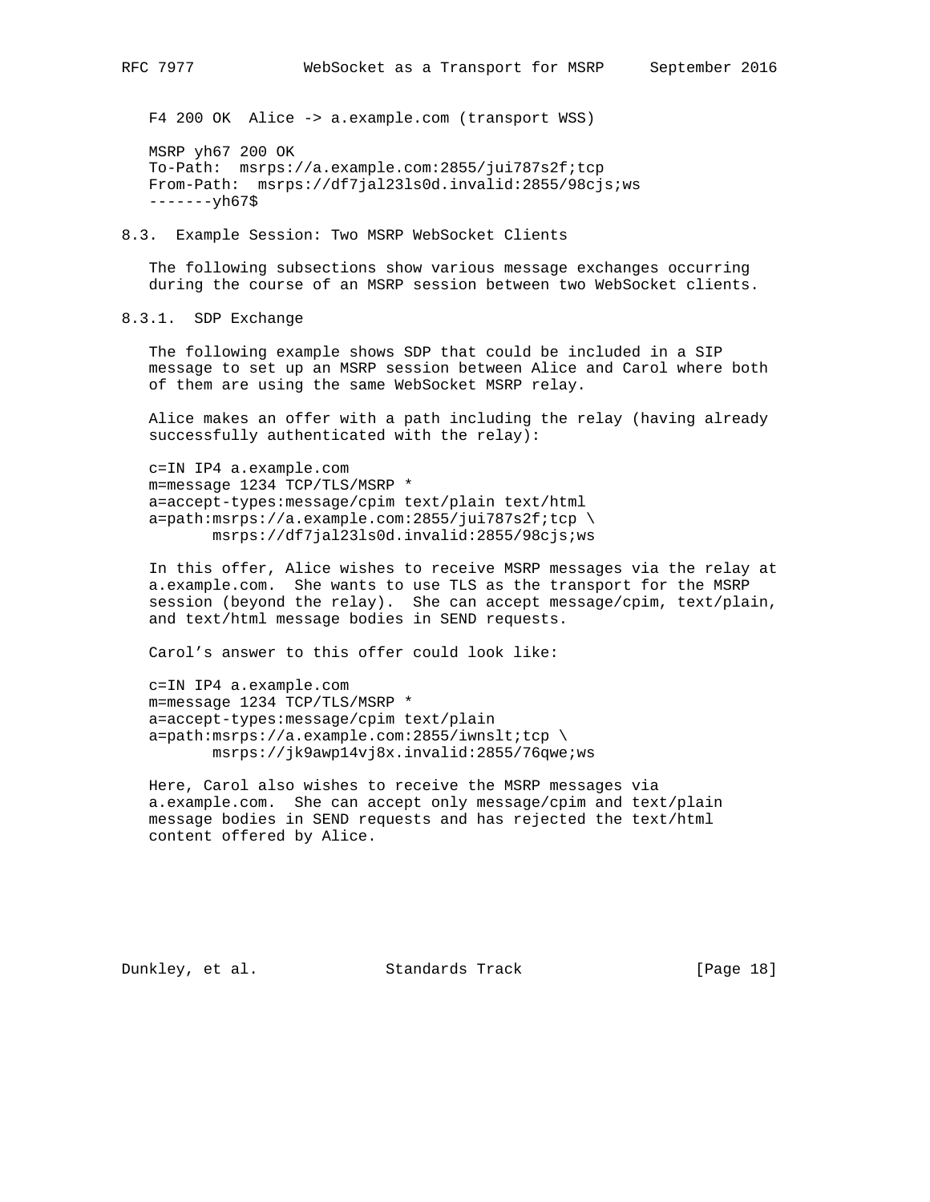F4 200 OK  Alice -> a.example.com (transport WSS)

```
MSRP yh67 200 OK
To-Path:  msrps://a.example.com:2855/jui787s2f;tcp
From-Path:  msrps://df7jal23ls0d.invalid:2855/98cjs;ws
-------yh67$
```

### 8.3. Example Session: Two MSRP WebSocket Clients

The following subsections show various message exchanges occurring during the course of an MSRP session between two WebSocket clients.

#### 8.3.1. SDP Exchange

The following example shows SDP that could be included in a SIP message to set up an MSRP session between Alice and Carol where both of them are using the same WebSocket MSRP relay.

Alice makes an offer with a path including the relay (having already successfully authenticated with the relay):

```
c=IN IP4 a.example.com
m=message 1234 TCP/TLS/MSRP *
a=accept-types:message/cpim text/plain text/html
a=path:msrps://a.example.com:2855/jui787s2f;tcp \
       msrps://df7jal23ls0d.invalid:2855/98cjs;ws
```

In this offer, Alice wishes to receive MSRP messages via the relay at a.example.com. She wants to use TLS as the transport for the MSRP session (beyond the relay). She can accept message/cpim, text/plain, and text/html message bodies in SEND requests.

Carol’s answer to this offer could look like:

```
c=IN IP4 a.example.com
m=message 1234 TCP/TLS/MSRP *
a=accept-types:message/cpim text/plain
a=path:msrps://a.example.com:2855/iwnslt;tcp \
       msrps://jk9awp14vj8x.invalid:2855/76qwe;ws
```

Here, Carol also wishes to receive the MSRP messages via a.example.com. She can accept only message/cpim and text/plain message bodies in SEND requests and has rejected the text/html content offered by Alice.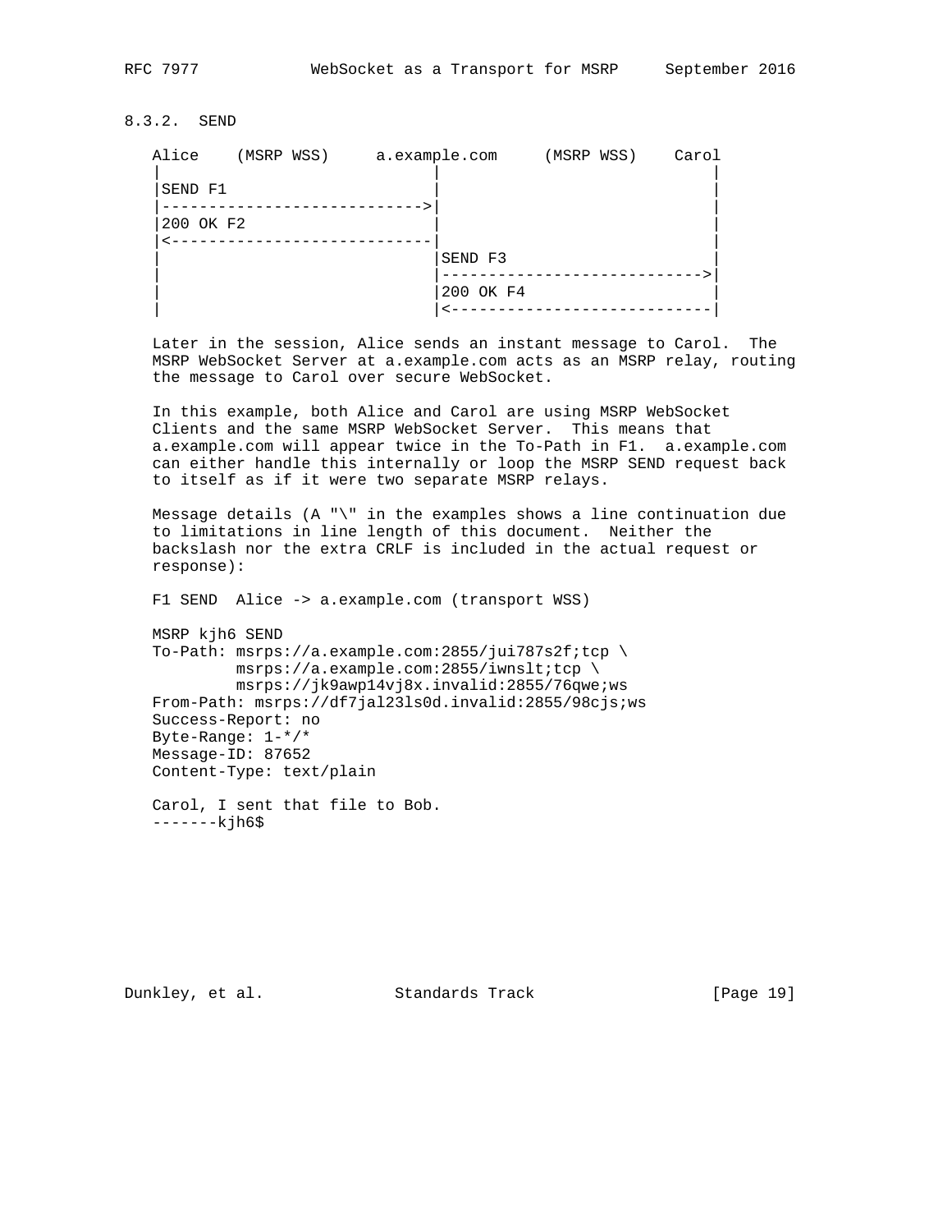### 8.3.2. SEND

```
Alice    (MSRP WSS)     a.example.com     (MSRP WSS)    Carol
|                             |                             |
|SEND F1                      |                             |
|---------------------------->|                             |
|200 OK F2                    |                             |
|<----------------------------|                             |
|                             |SEND F3                      |
|                             |---------------------------->|
|                             |200 OK F4                    |
|                             |<----------------------------|
```

Later in the session, Alice sends an instant message to Carol. The MSRP WebSocket Server at a.example.com acts as an MSRP relay, routing the message to Carol over secure WebSocket.

In this example, both Alice and Carol are using MSRP WebSocket Clients and the same MSRP WebSocket Server. This means that a.example.com will appear twice in the To-Path in F1. a.example.com can either handle this internally or loop the MSRP SEND request back to itself as if it were two separate MSRP relays.

Message details (A "\" in the examples shows a line continuation due to limitations in line length of this document. Neither the backslash nor the extra CRLF is included in the actual request or response):

F1 SEND  Alice -> a.example.com (transport WSS)

```
MSRP kjh6 SEND
To-Path: msrps://a.example.com:2855/jui787s2f;tcp \
         msrps://a.example.com:2855/iwnslt;tcp \
         msrps://jk9awp14vj8x.invalid:2855/76qwe;ws
From-Path: msrps://df7jal23ls0d.invalid:2855/98cjs;ws
Success-Report: no
Byte-Range: 1-*/*
Message-ID: 87652
Content-Type: text/plain

Carol, I sent that file to Bob.
-------kjh6$
```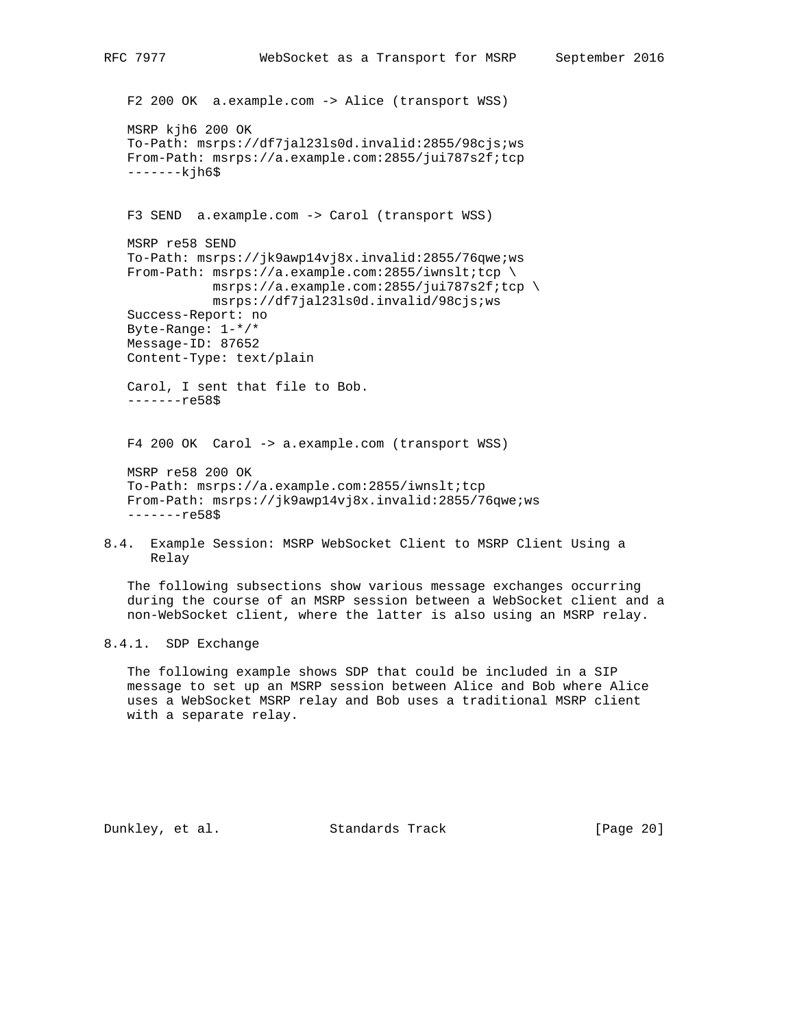F2 200 OK  a.example.com -> Alice (transport WSS)

```
MSRP kjh6 200 OK
To-Path: msrps://df7jal23ls0d.invalid:2855/98cjs;ws
From-Path: msrps://a.example.com:2855/jui787s2f;tcp
-------kjh6$
```

F3 SEND  a.example.com -> Carol (transport WSS)

```
MSRP re58 SEND
To-Path: msrps://jk9awp14vj8x.invalid:2855/76qwe;ws
From-Path: msrps://a.example.com:2855/iwnslt;tcp \
           msrps://a.example.com:2855/jui787s2f;tcp \
           msrps://df7jal23ls0d.invalid/98cjs;ws
Success-Report: no
Byte-Range: 1-*/*
Message-ID: 87652
Content-Type: text/plain

Carol, I sent that file to Bob.
-------re58$
```

F4 200 OK  Carol -> a.example.com (transport WSS)

```
MSRP re58 200 OK
To-Path: msrps://a.example.com:2855/iwnslt;tcp
From-Path: msrps://jk9awp14vj8x.invalid:2855/76qwe;ws
-------re58$
```

## 8.4. Example Session: MSRP WebSocket Client to MSRP Client Using a Relay

The following subsections show various message exchanges occurring during the course of an MSRP session between a WebSocket client and a non-WebSocket client, where the latter is also using an MSRP relay.

### 8.4.1. SDP Exchange

The following example shows SDP that could be included in a SIP message to set up an MSRP session between Alice and Bob where Alice uses a WebSocket MSRP relay and Bob uses a traditional MSRP client with a separate relay.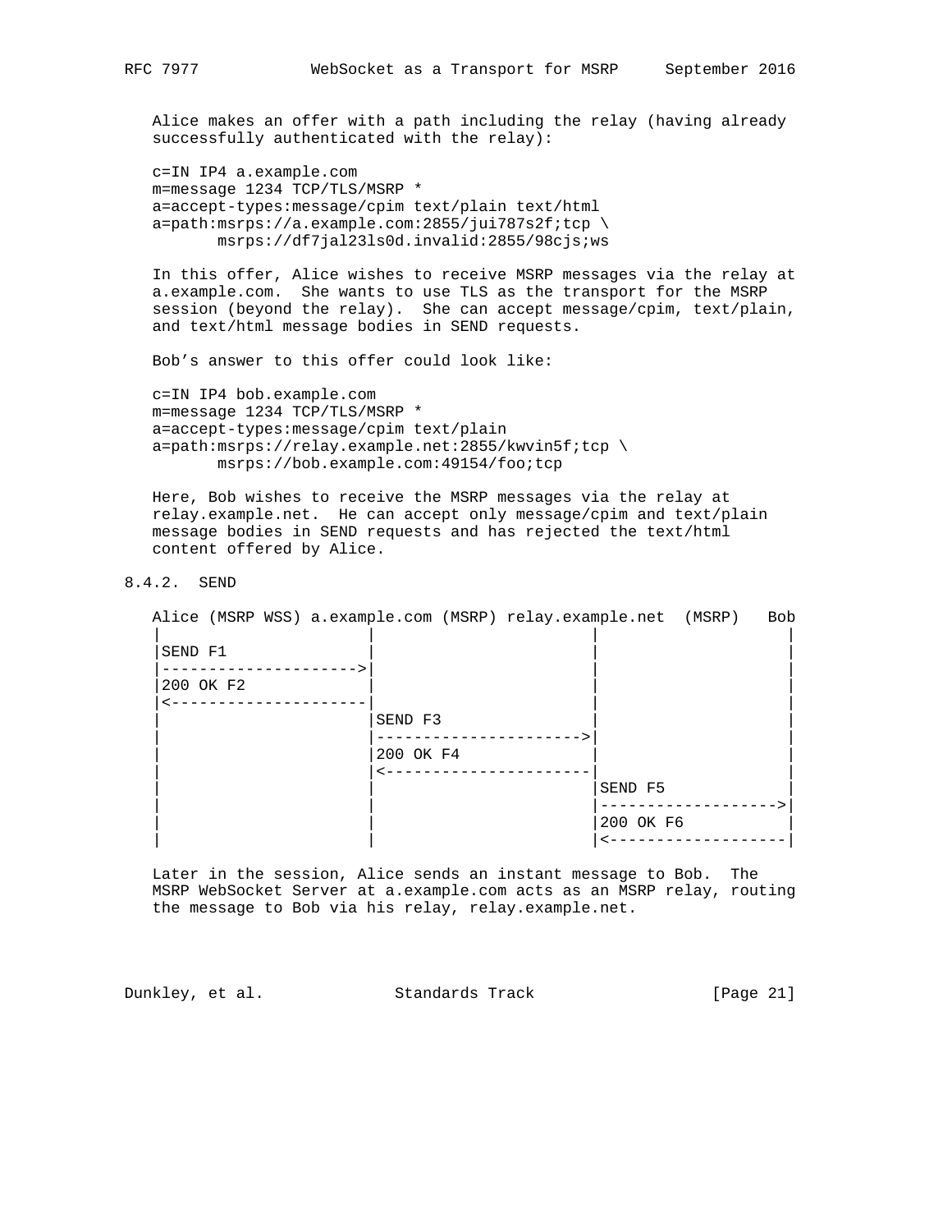Alice makes an offer with a path including the relay (having already successfully authenticated with the relay):

```
c=IN IP4 a.example.com
m=message 1234 TCP/TLS/MSRP *
a=accept-types:message/cpim text/plain text/html
a=path:msrps://a.example.com:2855/jui787s2f;tcp \
       msrps://df7jal23ls0d.invalid:2855/98cjs;ws
```

In this offer, Alice wishes to receive MSRP messages via the relay at a.example.com. She wants to use TLS as the transport for the MSRP session (beyond the relay). She can accept message/cpim, text/plain, and text/html message bodies in SEND requests.

Bob's answer to this offer could look like:

```
c=IN IP4 bob.example.com
m=message 1234 TCP/TLS/MSRP *
a=accept-types:message/cpim text/plain
a=path:msrps://relay.example.net:2855/kwvin5f;tcp \
       msrps://bob.example.com:49154/foo;tcp
```

Here, Bob wishes to receive the MSRP messages via the relay at relay.example.net. He can accept only message/cpim and text/plain message bodies in SEND requests and has rejected the text/html content offered by Alice.

### 8.4.2. SEND

```
Alice (MSRP WSS) a.example.com (MSRP) relay.example.net  (MSRP)   Bob
|                     |                      |                   |
|SEND F1              |                      |                   |
|-------------------->|                      |                   |
|200 OK F2            |                      |                   |
|<--------------------|                      |                   |
|                     |SEND F3               |                   |
|                     |--------------------->|                   |
|                     |200 OK F4             |                   |
|                     |<---------------------|                   |
|                     |                      |SEND F5            |
|                     |                      |------------------>|
|                     |                      |200 OK F6          |
|                     |                      |<------------------|
```

Later in the session, Alice sends an instant message to Bob. The MSRP WebSocket Server at a.example.com acts as an MSRP relay, routing the message to Bob via his relay, relay.example.net.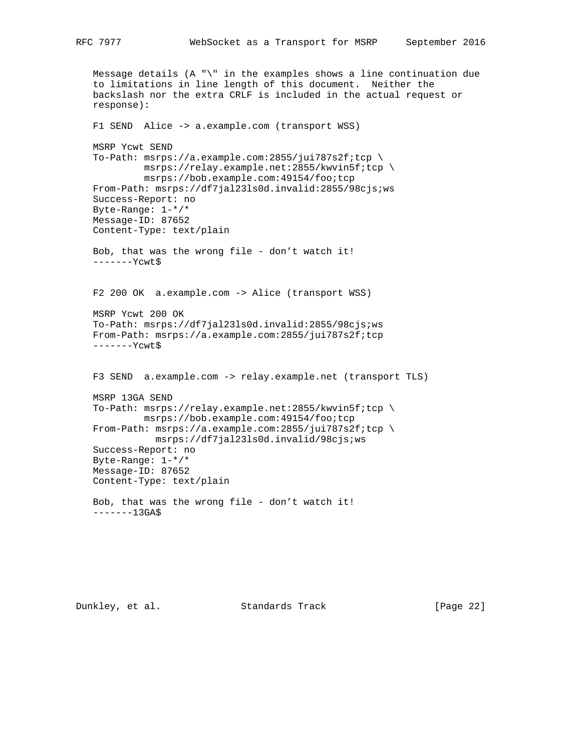Message details (A "\" in the examples shows a line continuation due to limitations in line length of this document. Neither the backslash nor the extra CRLF is included in the actual request or response):

F1 SEND  Alice -> a.example.com (transport WSS)

```
MSRP Ycwt SEND
To-Path: msrps://a.example.com:2855/jui787s2f;tcp \
         msrps://relay.example.net:2855/kwvin5f;tcp \
         msrps://bob.example.com:49154/foo;tcp
From-Path: msrps://df7jal23ls0d.invalid:2855/98cjs;ws
Success-Report: no
Byte-Range: 1-*/*
Message-ID: 87652
Content-Type: text/plain

Bob, that was the wrong file - don’t watch it!
-------Ycwt$
```

F2 200 OK  a.example.com -> Alice (transport WSS)

```
MSRP Ycwt 200 OK
To-Path: msrps://df7jal23ls0d.invalid:2855/98cjs;ws
From-Path: msrps://a.example.com:2855/jui787s2f;tcp
-------Ycwt$
```

F3 SEND  a.example.com -> relay.example.net (transport TLS)

```
MSRP 13GA SEND
To-Path: msrps://relay.example.net:2855/kwvin5f;tcp \
         msrps://bob.example.com:49154/foo;tcp
From-Path: msrps://a.example.com:2855/jui787s2f;tcp \
           msrps://df7jal23ls0d.invalid/98cjs;ws
Success-Report: no
Byte-Range: 1-*/*
Message-ID: 87652
Content-Type: text/plain

Bob, that was the wrong file - don’t watch it!
-------13GA$
```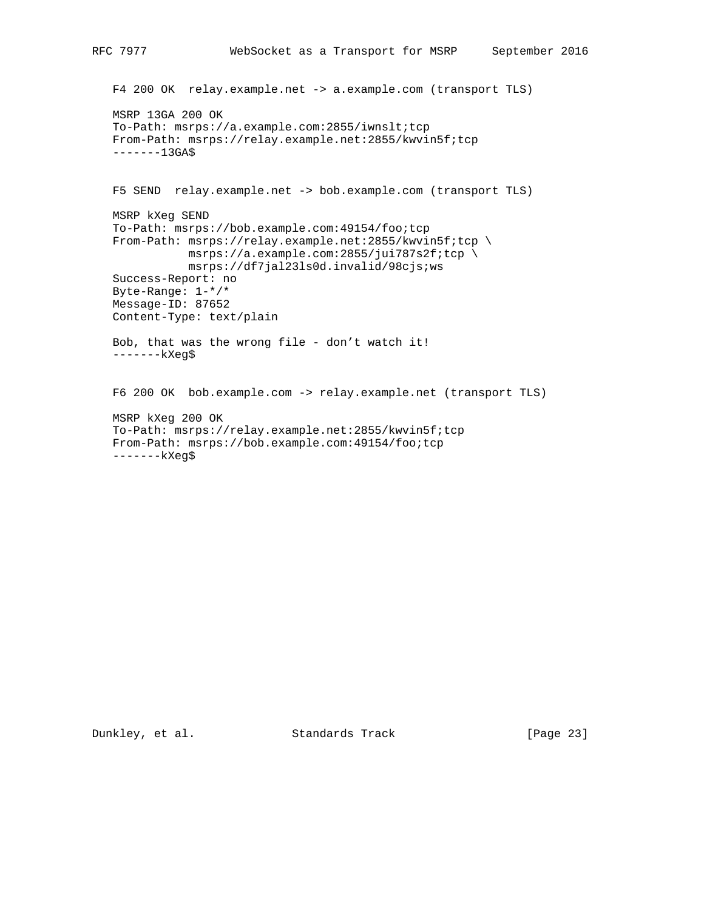F4 200 OK  relay.example.net -> a.example.com (transport TLS)

```
MSRP 13GA 200 OK
To-Path: msrps://a.example.com:2855/iwnslt;tcp
From-Path: msrps://relay.example.net:2855/kwvin5f;tcp
-------13GA$
```

F5 SEND  relay.example.net -> bob.example.com (transport TLS)

```
MSRP kXeg SEND
To-Path: msrps://bob.example.com:49154/foo;tcp
From-Path: msrps://relay.example.net:2855/kwvin5f;tcp \
           msrps://a.example.com:2855/jui787s2f;tcp \
           msrps://df7jal23ls0d.invalid/98cjs;ws
Success-Report: no
Byte-Range: 1-*/*
Message-ID: 87652
Content-Type: text/plain

Bob, that was the wrong file - don't watch it!
-------kXeg$
```

F6 200 OK  bob.example.com -> relay.example.net (transport TLS)

```
MSRP kXeg 200 OK
To-Path: msrps://relay.example.net:2855/kwvin5f;tcp
From-Path: msrps://bob.example.com:49154/foo;tcp
-------kXeg$
```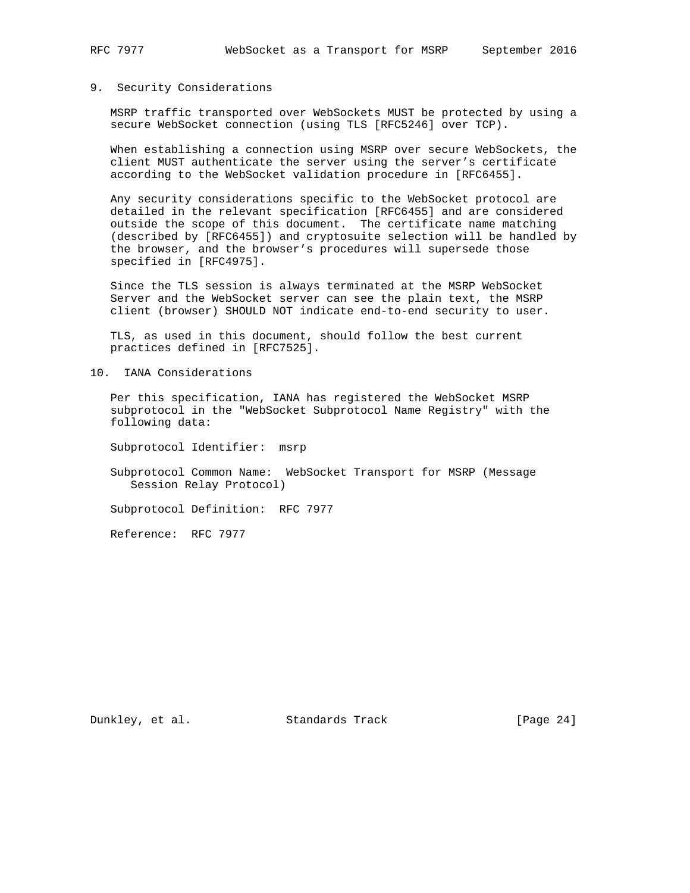## 9. Security Considerations

MSRP traffic transported over WebSockets MUST be protected by using a secure WebSocket connection (using TLS [RFC5246] over TCP).

When establishing a connection using MSRP over secure WebSockets, the client MUST authenticate the server using the server's certificate according to the WebSocket validation procedure in [RFC6455].

Any security considerations specific to the WebSocket protocol are detailed in the relevant specification [RFC6455] and are considered outside the scope of this document. The certificate name matching (described by [RFC6455]) and cryptosuite selection will be handled by the browser, and the browser's procedures will supersede those specified in [RFC4975].

Since the TLS session is always terminated at the MSRP WebSocket Server and the WebSocket server can see the plain text, the MSRP client (browser) SHOULD NOT indicate end-to-end security to user.

TLS, as used in this document, should follow the best current practices defined in [RFC7525].

## 10. IANA Considerations

Per this specification, IANA has registered the WebSocket MSRP subprotocol in the "WebSocket Subprotocol Name Registry" with the following data:

Subprotocol Identifier: msrp

Subprotocol Common Name: WebSocket Transport for MSRP (Message Session Relay Protocol)

Subprotocol Definition: RFC 7977

Reference: RFC 7977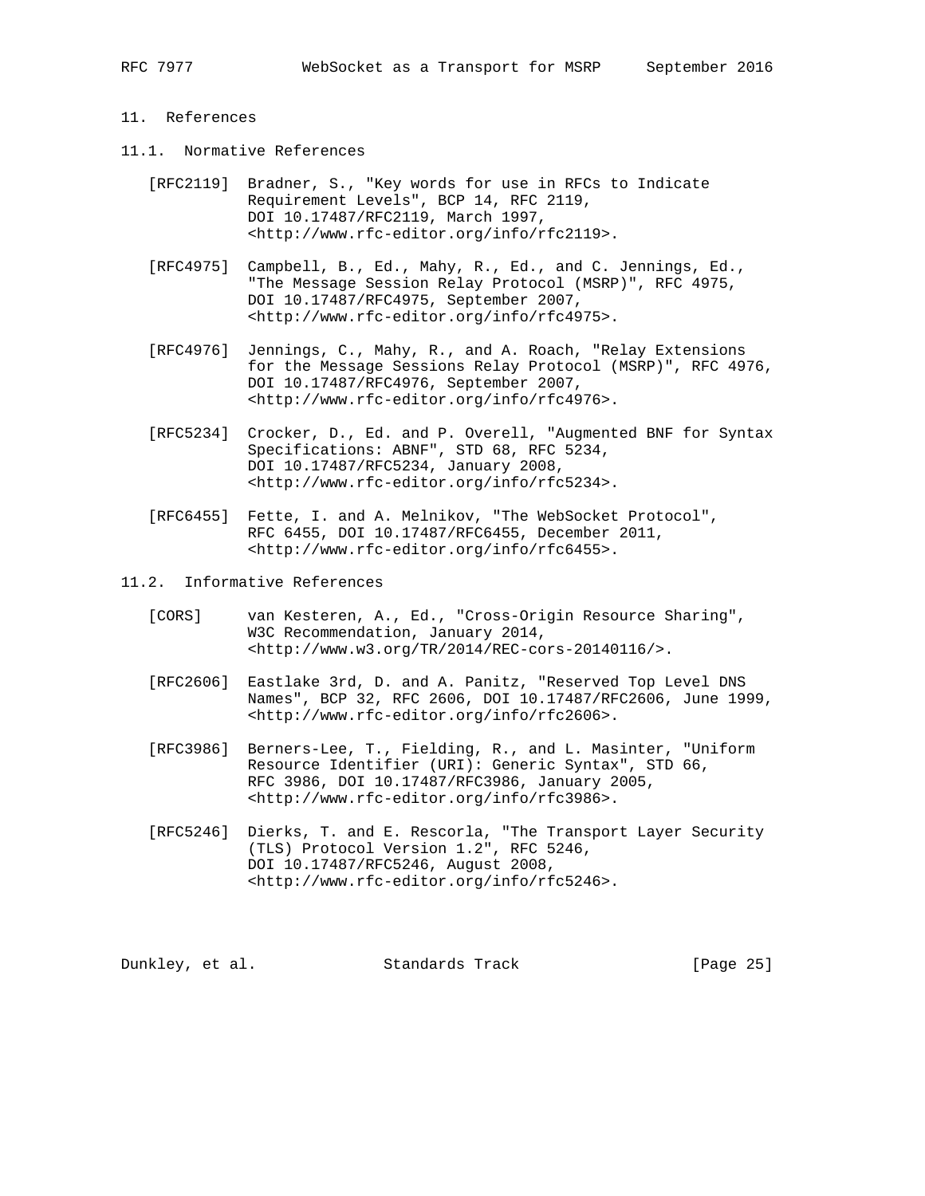# 11. References

## 11.1. Normative References

[RFC2119] Bradner, S., "Key words for use in RFCs to Indicate Requirement Levels", BCP 14, RFC 2119, DOI 10.17487/RFC2119, March 1997, <http://www.rfc-editor.org/info/rfc2119>.

[RFC4975] Campbell, B., Ed., Mahy, R., Ed., and C. Jennings, Ed., "The Message Session Relay Protocol (MSRP)", RFC 4975, DOI 10.17487/RFC4975, September 2007, <http://www.rfc-editor.org/info/rfc4975>.

[RFC4976] Jennings, C., Mahy, R., and A. Roach, "Relay Extensions for the Message Sessions Relay Protocol (MSRP)", RFC 4976, DOI 10.17487/RFC4976, September 2007, <http://www.rfc-editor.org/info/rfc4976>.

[RFC5234] Crocker, D., Ed. and P. Overell, "Augmented BNF for Syntax Specifications: ABNF", STD 68, RFC 5234, DOI 10.17487/RFC5234, January 2008, <http://www.rfc-editor.org/info/rfc5234>.

[RFC6455] Fette, I. and A. Melnikov, "The WebSocket Protocol", RFC 6455, DOI 10.17487/RFC6455, December 2011, <http://www.rfc-editor.org/info/rfc6455>.

## 11.2. Informative References

[CORS] van Kesteren, A., Ed., "Cross-Origin Resource Sharing", W3C Recommendation, January 2014, <http://www.w3.org/TR/2014/REC-cors-20140116/>.

[RFC2606] Eastlake 3rd, D. and A. Panitz, "Reserved Top Level DNS Names", BCP 32, RFC 2606, DOI 10.17487/RFC2606, June 1999, <http://www.rfc-editor.org/info/rfc2606>.

[RFC3986] Berners-Lee, T., Fielding, R., and L. Masinter, "Uniform Resource Identifier (URI): Generic Syntax", STD 66, RFC 3986, DOI 10.17487/RFC3986, January 2005, <http://www.rfc-editor.org/info/rfc3986>.

[RFC5246] Dierks, T. and E. Rescorla, "The Transport Layer Security (TLS) Protocol Version 1.2", RFC 5246, DOI 10.17487/RFC5246, August 2008, <http://www.rfc-editor.org/info/rfc5246>.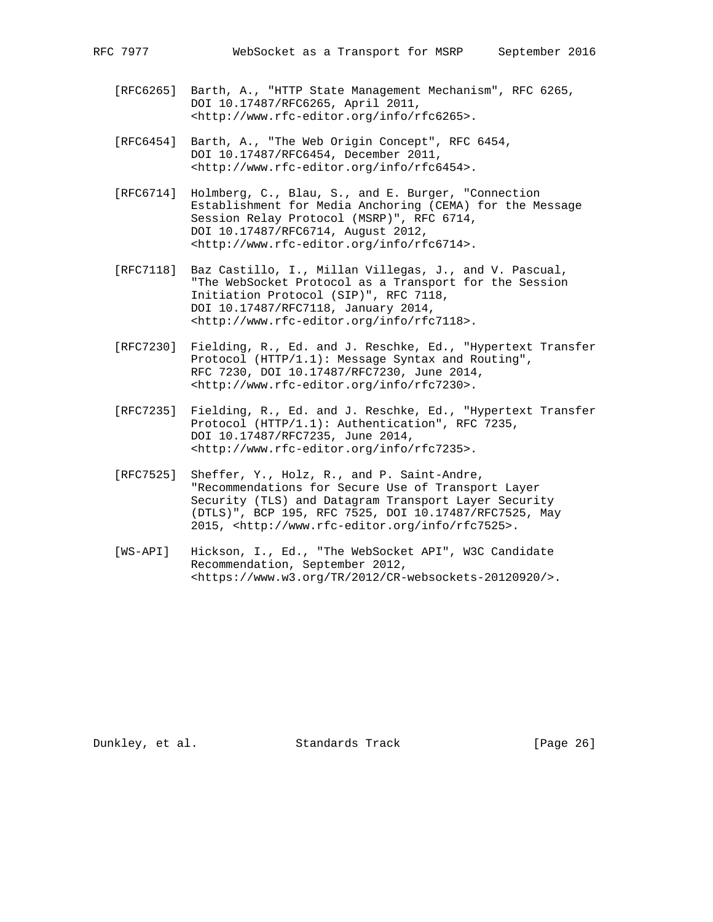[RFC6265] Barth, A., "HTTP State Management Mechanism", RFC 6265, DOI 10.17487/RFC6265, April 2011, <http://www.rfc-editor.org/info/rfc6265>.

[RFC6454] Barth, A., "The Web Origin Concept", RFC 6454, DOI 10.17487/RFC6454, December 2011, <http://www.rfc-editor.org/info/rfc6454>.

[RFC6714] Holmberg, C., Blau, S., and E. Burger, "Connection Establishment for Media Anchoring (CEMA) for the Message Session Relay Protocol (MSRP)", RFC 6714, DOI 10.17487/RFC6714, August 2012, <http://www.rfc-editor.org/info/rfc6714>.

[RFC7118] Baz Castillo, I., Millan Villegas, J., and V. Pascual, "The WebSocket Protocol as a Transport for the Session Initiation Protocol (SIP)", RFC 7118, DOI 10.17487/RFC7118, January 2014, <http://www.rfc-editor.org/info/rfc7118>.

[RFC7230] Fielding, R., Ed. and J. Reschke, Ed., "Hypertext Transfer Protocol (HTTP/1.1): Message Syntax and Routing", RFC 7230, DOI 10.17487/RFC7230, June 2014, <http://www.rfc-editor.org/info/rfc7230>.

[RFC7235] Fielding, R., Ed. and J. Reschke, Ed., "Hypertext Transfer Protocol (HTTP/1.1): Authentication", RFC 7235, DOI 10.17487/RFC7235, June 2014, <http://www.rfc-editor.org/info/rfc7235>.

[RFC7525] Sheffer, Y., Holz, R., and P. Saint-Andre, "Recommendations for Secure Use of Transport Layer Security (TLS) and Datagram Transport Layer Security (DTLS)", BCP 195, RFC 7525, DOI 10.17487/RFC7525, May 2015, <http://www.rfc-editor.org/info/rfc7525>.

[WS-API] Hickson, I., Ed., "The WebSocket API", W3C Candidate Recommendation, September 2012, <https://www.w3.org/TR/2012/CR-websockets-20120920/>.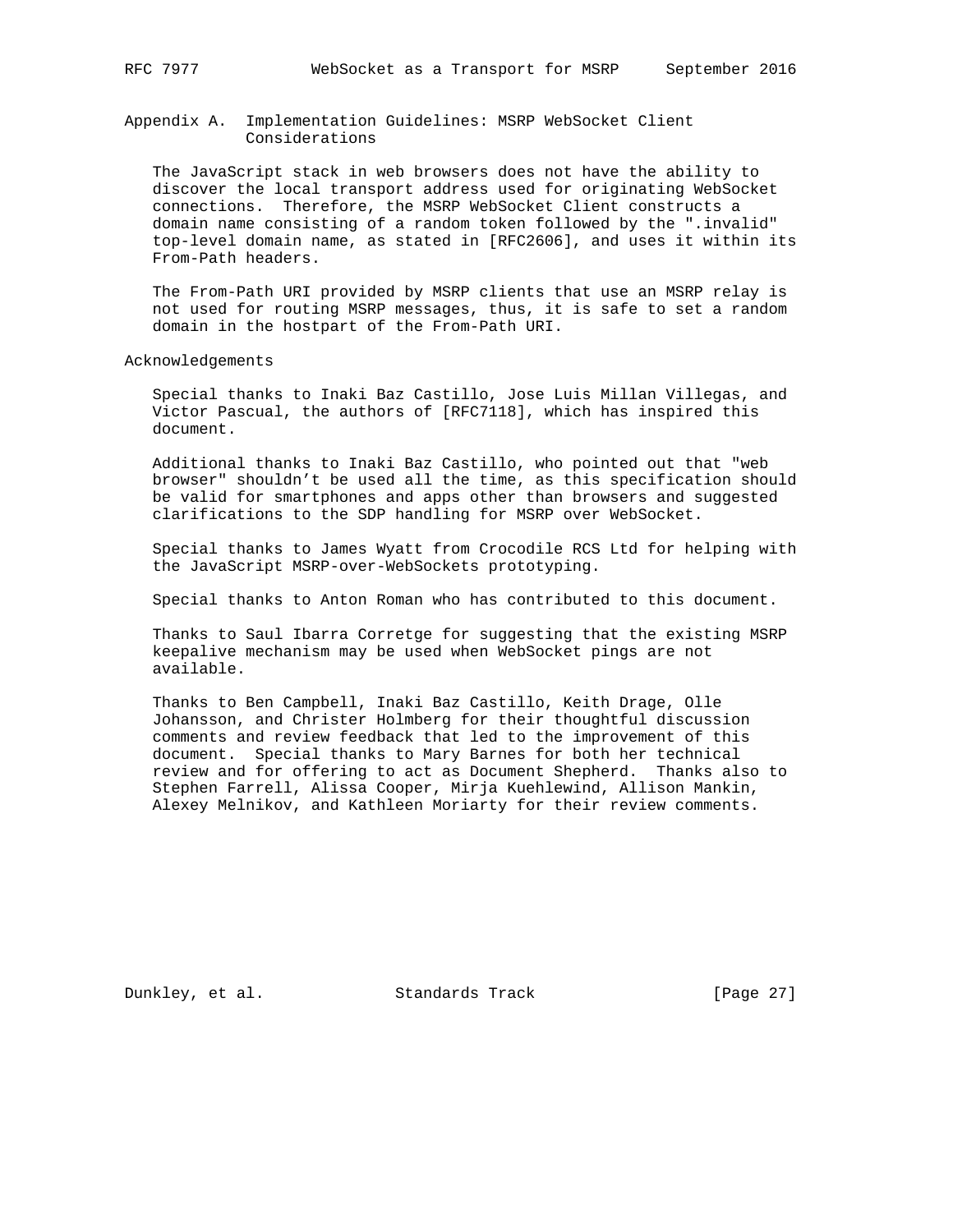## Appendix A. Implementation Guidelines: MSRP WebSocket Client Considerations

The JavaScript stack in web browsers does not have the ability to discover the local transport address used for originating WebSocket connections. Therefore, the MSRP WebSocket Client constructs a domain name consisting of a random token followed by the ".invalid" top-level domain name, as stated in [RFC2606], and uses it within its From-Path headers.

The From-Path URI provided by MSRP clients that use an MSRP relay is not used for routing MSRP messages, thus, it is safe to set a random domain in the hostpart of the From-Path URI.

## Acknowledgements

Special thanks to Inaki Baz Castillo, Jose Luis Millan Villegas, and Victor Pascual, the authors of [RFC7118], which has inspired this document.

Additional thanks to Inaki Baz Castillo, who pointed out that "web browser" shouldn't be used all the time, as this specification should be valid for smartphones and apps other than browsers and suggested clarifications to the SDP handling for MSRP over WebSocket.

Special thanks to James Wyatt from Crocodile RCS Ltd for helping with the JavaScript MSRP-over-WebSockets prototyping.

Special thanks to Anton Roman who has contributed to this document.

Thanks to Saul Ibarra Corretge for suggesting that the existing MSRP keepalive mechanism may be used when WebSocket pings are not available.

Thanks to Ben Campbell, Inaki Baz Castillo, Keith Drage, Olle Johansson, and Christer Holmberg for their thoughtful discussion comments and review feedback that led to the improvement of this document. Special thanks to Mary Barnes for both her technical review and for offering to act as Document Shepherd. Thanks also to Stephen Farrell, Alissa Cooper, Mirja Kuehlewind, Allison Mankin, Alexey Melnikov, and Kathleen Moriarty for their review comments.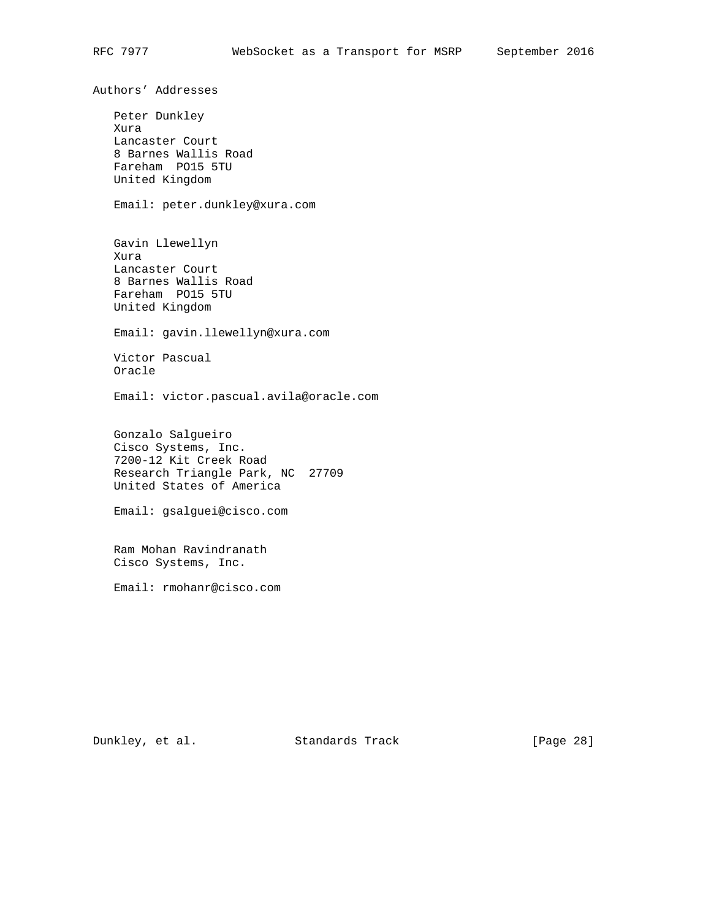## Authors' Addresses

Peter Dunkley
Xura
Lancaster Court
8 Barnes Wallis Road
Fareham PO15 5TU
United Kingdom

Email: peter.dunkley@xura.com

Gavin Llewellyn
Xura
Lancaster Court
8 Barnes Wallis Road
Fareham PO15 5TU
United Kingdom

Email: gavin.llewellyn@xura.com

Victor Pascual
Oracle

Email: victor.pascual.avila@oracle.com

Gonzalo Salgueiro
Cisco Systems, Inc.
7200-12 Kit Creek Road
Research Triangle Park, NC 27709
United States of America

Email: gsalguei@cisco.com

Ram Mohan Ravindranath
Cisco Systems, Inc.

Email: rmohanr@cisco.com